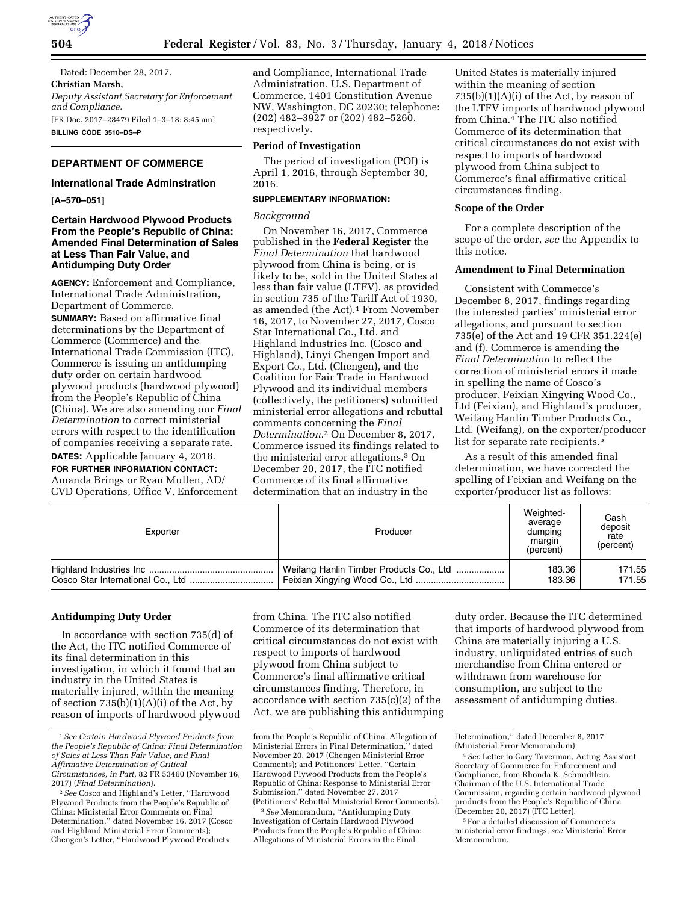Dated: December 28, 2017.

**Christian Marsh,**

*Deputy Assistant Secretary for Enforcement and Compliance.*

[FR Doc. 2017–28479 Filed 1–3–18; 8:45 am]

**BILLING CODE 3510–DS–P**

## DEPARTMENT OF COMMERCE

### International Trade Adminstration

**[A–570–051]**

### Certain Hardwood Plywood Products From the People's Republic of China: Amended Final Determination of Sales at Less Than Fair Value, and Antidumping Duty Order

**AGENCY:** Enforcement and Compliance, International Trade Administration, Department of Commerce.

**SUMMARY:** Based on affirmative final determinations by the Department of Commerce (Commerce) and the International Trade Commission (ITC), Commerce is issuing an antidumping duty order on certain hardwood plywood products (hardwood plywood) from the People's Republic of China (China). We are also amending our *Final Determination* to correct ministerial errors with respect to the identification of companies receiving a separate rate.

**DATES:** Applicable January 4, 2018.

**FOR FURTHER INFORMATION CONTACT:** Amanda Brings or Ryan Mullen, AD/CVD Operations, Office V, Enforcement and Compliance, International Trade Administration, U.S. Department of Commerce, 1401 Constitution Avenue NW, Washington, DC 20230; telephone: (202) 482–3927 or (202) 482–5260, respectively.

**Period of Investigation**

The period of investigation (POI) is April 1, 2016, through September 30, 2016.

**SUPPLEMENTARY INFORMATION:**

*Background*

On November 16, 2017, Commerce published in the **Federal Register** the *Final Determination* that hardwood plywood from China is being, or is likely to be, sold in the United States at less than fair value (LTFV), as provided in section 735 of the Tariff Act of 1930, as amended (the Act).[1] From November 16, 2017, to November 27, 2017, Cosco Star International Co., Ltd. and Highland Industries Inc. (Cosco and Highland), Linyi Chengen Import and Export Co., Ltd. (Chengen), and the Coalition for Fair Trade in Hardwood Plywood and its individual members (collectively, the petitioners) submitted ministerial error allegations and rebuttal comments concerning the *Final Determination.*[2] On December 8, 2017, Commerce issued its findings related to the ministerial error allegations.[3] On December 20, 2017, the ITC notified Commerce of its final affirmative determination that an industry in the United States is materially injured within the meaning of section 735(b)(1)(A)(i) of the Act, by reason of the LTFV imports of hardwood plywood from China.[4] The ITC also notified Commerce of its determination that critical circumstances do not exist with respect to imports of hardwood plywood from China subject to Commerce's final affirmative critical circumstances finding.

**Scope of the Order**

For a complete description of the scope of the order, *see* the Appendix to this notice.

**Amendment to Final Determination**

Consistent with Commerce's December 8, 2017, findings regarding the interested parties' ministerial error allegations, and pursuant to section 735(e) of the Act and 19 CFR 351.224(e) and (f), Commerce is amending the *Final Determination* to reflect the correction of ministerial errors it made in spelling the name of Cosco's producer, Feixian Xingying Wood Co., Ltd (Feixian), and Highland's producer, Weifang Hanlin Timber Products Co., Ltd. (Weifang), on the exporter/producer list for separate rate recipients.[5]

As a result of this amended final determination, we have corrected the spelling of Feixian and Weifang on the exporter/producer list as follows:

| Exporter | Producer | Weighted-average dumping margin (percent) | Cash deposit rate (percent) |
|---|---|---|---|
| Highland Industries Inc | Weifang Hanlin Timber Products Co., Ltd | 183.36 | 171.55 |
| Cosco Star International Co., Ltd | Feixian Xingying Wood Co., Ltd | 183.36 | 171.55 |

**Antidumping Duty Order**

In accordance with section 735(d) of the Act, the ITC notified Commerce of its final determination in this investigation, in which it found that an industry in the United States is materially injured, within the meaning of section 735(b)(1)(A)(i) of the Act, by reason of imports of hardwood plywood from China. The ITC also notified Commerce of its determination that critical circumstances do not exist with respect to imports of hardwood plywood from China subject to Commerce's final affirmative critical circumstances finding. Therefore, in accordance with section 735(c)(2) of the Act, we are publishing this antidumping duty order. Because the ITC determined that imports of hardwood plywood from China are materially injuring a U.S. industry, unliquidated entries of such merchandise from China entered or withdrawn from warehouse for consumption, are subject to the assessment of antidumping duties.

---

[1] *See Certain Hardwood Plywood Products from the People's Republic of China: Final Determination of Sales at Less Than Fair Value, and Final Affirmative Determination of Critical Circumstances, in Part,* 82 FR 53460 (November 16, 2017) (*Final Determination*).

[2] *See* Cosco and Highland's Letter, "Hardwood Plywood Products from the People's Republic of China: Ministerial Error Comments on Final Determination," dated November 16, 2017 (Cosco and Highland Ministerial Error Comments); Chengen's Letter, "Hardwood Plywood Products from the People's Republic of China: Allegation of Ministerial Errors in Final Determination," dated November 20, 2017 (Chengen Ministerial Error Comments); and Petitioners' Letter, "Certain Hardwood Plywood Products from the People's Republic of China: Response to Ministerial Error Submission," dated November 27, 2017 (Petitioners' Rebuttal Ministerial Error Comments).

[3] *See* Memorandum, "Antidumping Duty Investigation of Certain Hardwood Plywood Products from the People's Republic of China: Allegations of Ministerial Errors in the Final Determination," dated December 8, 2017 (Ministerial Error Memorandum).

[4] *See* Letter to Gary Taverman, Acting Assistant Secretary of Commerce for Enforcement and Compliance, from Rhonda K. Schmidtlein, Chairman of the U.S. International Trade Commission, regarding certain hardwood plywood products from the People's Republic of China (December 20, 2017) (ITC Letter).

[5] For a detailed discussion of Commerce's ministerial error findings, *see* Ministerial Error Memorandum.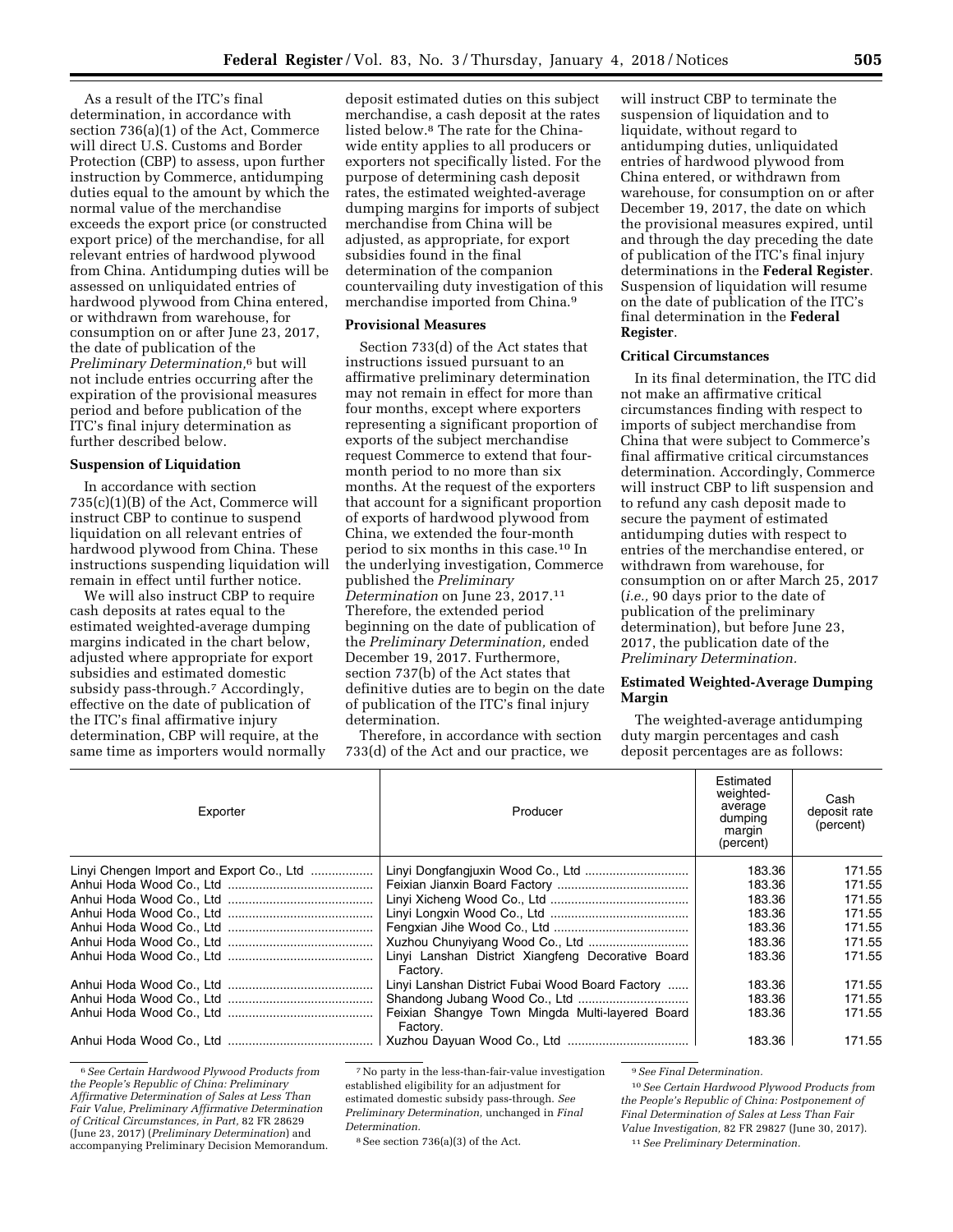As a result of the ITC's final determination, in accordance with section 736(a)(1) of the Act, Commerce will direct U.S. Customs and Border Protection (CBP) to assess, upon further instruction by Commerce, antidumping duties equal to the amount by which the normal value of the merchandise exceeds the export price (or constructed export price) of the merchandise, for all relevant entries of hardwood plywood from China. Antidumping duties will be assessed on unliquidated entries of hardwood plywood from China entered, or withdrawn from warehouse, for consumption on or after June 23, 2017, the date of publication of the *Preliminary Determination*,[6] but will not include entries occurring after the expiration of the provisional measures period and before publication of the ITC's final injury determination as further described below.

**Suspension of Liquidation**

In accordance with section 735(c)(1)(B) of the Act, Commerce will instruct CBP to continue to suspend liquidation on all relevant entries of hardwood plywood from China. These instructions suspending liquidation will remain in effect until further notice.

We will also instruct CBP to require cash deposits at rates equal to the estimated weighted-average dumping margins indicated in the chart below, adjusted where appropriate for export subsidies and estimated domestic subsidy pass-through.[7] Accordingly, effective on the date of publication of the ITC's final affirmative injury determination, CBP will require, at the same time as importers would normally deposit estimated duties on this subject merchandise, a cash deposit at the rates listed below.[8] The rate for the China-wide entity applies to all producers or exporters not specifically listed. For the purpose of determining cash deposit rates, the estimated weighted-average dumping margins for imports of subject merchandise from China will be adjusted, as appropriate, for export subsidies found in the final determination of the companion countervailing duty investigation of this merchandise imported from China.[9]

**Provisional Measures**

Section 733(d) of the Act states that instructions issued pursuant to an affirmative preliminary determination may not remain in effect for more than four months, except where exporters representing a significant proportion of exports of the subject merchandise request Commerce to extend that four-month period to no more than six months. At the request of the exporters that account for a significant proportion of exports of hardwood plywood from China, we extended the four-month period to six months in this case.[10] In the underlying investigation, Commerce published the *Preliminary Determination* on June 23, 2017.[11] Therefore, the extended period beginning on the date of publication of the *Preliminary Determination,* ended December 19, 2017. Furthermore, section 737(b) of the Act states that definitive duties are to begin on the date of publication of the ITC's final injury determination.

Therefore, in accordance with section 733(d) of the Act and our practice, we will instruct CBP to terminate the suspension of liquidation and to liquidate, without regard to antidumping duties, unliquidated entries of hardwood plywood from China entered, or withdrawn from warehouse, for consumption on or after December 19, 2017, the date on which the provisional measures expired, until and through the day preceding the date of publication of the ITC's final injury determinations in the **Federal Register**. Suspension of liquidation will resume on the date of publication of the ITC's final determination in the **Federal Register**.

**Critical Circumstances**

In its final determination, the ITC did not make an affirmative critical circumstances finding with respect to imports of subject merchandise from China that were subject to Commerce's final affirmative critical circumstances determination. Accordingly, Commerce will instruct CBP to lift suspension and to refund any cash deposit made to secure the payment of estimated antidumping duties with respect to entries of the merchandise entered, or withdrawn from warehouse, for consumption on or after March 25, 2017 (*i.e.,* 90 days prior to the date of publication of the preliminary determination), but before June 23, 2017, the publication date of the *Preliminary Determination.*

**Estimated Weighted-Average Dumping Margin**

The weighted-average antidumping duty margin percentages and cash deposit percentages are as follows:

| Exporter | Producer | Estimated weighted-average dumping margin (percent) | Cash deposit rate (percent) |
|---|---|---|---|
| Linyi Chengen Import and Export Co., Ltd | Linyi Dongfangjuxin Wood Co., Ltd | 183.36 | 171.55 |
| Anhui Hoda Wood Co., Ltd | Feixian Jianxin Board Factory | 183.36 | 171.55 |
| Anhui Hoda Wood Co., Ltd | Linyi Xicheng Wood Co., Ltd | 183.36 | 171.55 |
| Anhui Hoda Wood Co., Ltd | Linyi Longxin Wood Co., Ltd | 183.36 | 171.55 |
| Anhui Hoda Wood Co., Ltd | Fengxian Jihe Wood Co., Ltd | 183.36 | 171.55 |
| Anhui Hoda Wood Co., Ltd | Xuzhou Chunyiyang Wood Co., Ltd | 183.36 | 171.55 |
| Anhui Hoda Wood Co., Ltd | Linyi Lanshan District Xiangfeng Decorative Board Factory. | 183.36 | 171.55 |
| Anhui Hoda Wood Co., Ltd | Linyi Lanshan District Fubai Wood Board Factory | 183.36 | 171.55 |
| Anhui Hoda Wood Co., Ltd | Shandong Jubang Wood Co., Ltd | 183.36 | 171.55 |
| Anhui Hoda Wood Co., Ltd | Feixian Shangye Town Mingda Multi-layered Board Factory. | 183.36 | 171.55 |
| Anhui Hoda Wood Co., Ltd | Xuzhou Dayuan Wood Co., Ltd | 183.36 | 171.55 |

[6] *See Certain Hardwood Plywood Products from the People's Republic of China: Preliminary Affirmative Determination of Sales at Less Than Fair Value, Preliminary Affirmative Determination of Critical Circumstances, in Part,* 82 FR 28629 (June 23, 2017) (*Preliminary Determination*) and accompanying Preliminary Decision Memorandum.

[7] No party in the less-than-fair-value investigation established eligibility for an adjustment for estimated domestic subsidy pass-through. *See Preliminary Determination,* unchanged in *Final Determination.*

[8] See section 736(a)(3) of the Act.

[9] *See Final Determination.*

[10] *See Certain Hardwood Plywood Products from the People's Republic of China: Postponement of Final Determination of Sales at Less Than Fair Value Investigation,* 82 FR 29827 (June 30, 2017).

[11] *See Preliminary Determination.*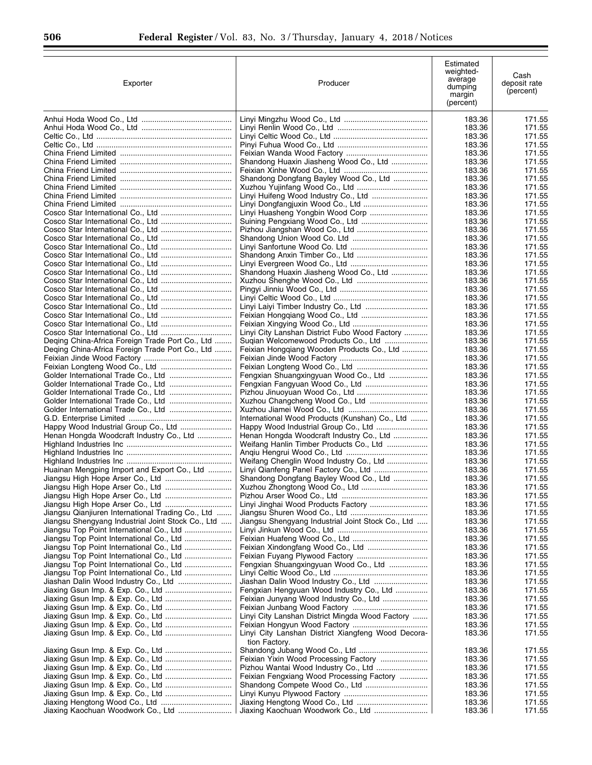| Exporter | Producer | Estimated weighted-average dumping margin (percent) | Cash deposit rate (percent) |
|---|---|---|---|
| Anhui Hoda Wood Co., Ltd | Linyi Mingzhu Wood Co., Ltd | 183.36 | 171.55 |
| Anhui Hoda Wood Co., Ltd | Linyi Renlin Wood Co., Ltd | 183.36 | 171.55 |
| Celtic Co., Ltd | Linyi Celtic Wood Co., Ltd | 183.36 | 171.55 |
| Celtic Co., Ltd | Pinyi Fuhua Wood Co., Ltd | 183.36 | 171.55 |
| China Friend Limited | Feixian Wanda Wood Factory | 183.36 | 171.55 |
| China Friend Limited | Shandong Huaxin Jiasheng Wood Co., Ltd | 183.36 | 171.55 |
| China Friend Limited | Feixian Xinhe Wood Co., Ltd | 183.36 | 171.55 |
| China Friend Limited | Shandong Dongfang Bayley Wood Co., Ltd | 183.36 | 171.55 |
| China Friend Limited | Xuzhou Yujinfang Wood Co., Ltd | 183.36 | 171.55 |
| China Friend Limited | Linyi Huifeng Wood Industry Co., Ltd | 183.36 | 171.55 |
| China Friend Limited | Linyi Dongfangjuxin Wood Co., Ltd | 183.36 | 171.55 |
| Cosco Star International Co., Ltd | Linyi Huasheng Yongbin Wood Corp | 183.36 | 171.55 |
| Cosco Star International Co., Ltd | Suining Pengxiang Wood Co., Ltd | 183.36 | 171.55 |
| Cosco Star International Co., Ltd | Pizhou Jiangshan Wood Co., Ltd | 183.36 | 171.55 |
| Cosco Star International Co., Ltd | Shandong Union Wood Co. Ltd | 183.36 | 171.55 |
| Cosco Star International Co., Ltd | Linyi Sanfortune Wood Co. Ltd | 183.36 | 171.55 |
| Cosco Star International Co., Ltd | Shandong Anxin Timber Co., Ltd | 183.36 | 171.55 |
| Cosco Star International Co., Ltd | Linyi Evergreen Wood Co., Ltd | 183.36 | 171.55 |
| Cosco Star International Co., Ltd | Shandong Huaxin Jiasheng Wood Co., Ltd | 183.36 | 171.55 |
| Cosco Star International Co., Ltd | Xuzhou Shenghe Wood Co., Ltd | 183.36 | 171.55 |
| Cosco Star International Co., Ltd | Pingyi Jinniu Wood Co., Ltd | 183.36 | 171.55 |
| Cosco Star International Co., Ltd | Linyi Celtic Wood Co., Ltd | 183.36 | 171.55 |
| Cosco Star International Co., Ltd | Linyi Laiyi Timber Industry Co., Ltd | 183.36 | 171.55 |
| Cosco Star International Co., Ltd | Feixian Hongqiang Wood Co., Ltd | 183.36 | 171.55 |
| Cosco Star International Co., Ltd | Feixian Xingying Wood Co., Ltd | 183.36 | 171.55 |
| Cosco Star International Co., Ltd | Linyi City Lanshan District Fubo Wood Factory | 183.36 | 171.55 |
| Deqing China-Africa Foreign Trade Port Co., Ltd | Suqian Welcomewood Products Co., Ltd | 183.36 | 171.55 |
| Deqing China-Africa Foreign Trade Port Co., Ltd | Feixian Hongqiang Wooden Products Co., Ltd | 183.36 | 171.55 |
| Feixian Jinde Wood Factory | Feixian Jinde Wood Factory | 183.36 | 171.55 |
| Feixian Longteng Wood Co., Ltd | Feixian Longteng Wood Co., Ltd | 183.36 | 171.55 |
| Golder International Trade Co., Ltd | Fengxian Shuangxingyuan Wood Co., Ltd | 183.36 | 171.55 |
| Golder International Trade Co., Ltd | Fengxian Fangyuan Wood Co., Ltd | 183.36 | 171.55 |
| Golder International Trade Co., Ltd | Pizhou Jinuoyuan Wood Co., Ltd | 183.36 | 171.55 |
| Golder International Trade Co., Ltd | Xuzhou Changcheng Wood Co., Ltd | 183.36 | 171.55 |
| Golder International Trade Co., Ltd | Xuzhou Jiamei Wood Co., Ltd | 183.36 | 171.55 |
| G.D. Enterprise Limited | International Wood Products (Kunshan) Co., Ltd | 183.36 | 171.55 |
| Happy Wood Industrial Group Co., Ltd | Happy Wood Industrial Group Co., Ltd | 183.36 | 171.55 |
| Henan Hongda Woodcraft Industry Co., Ltd | Henan Hongda Woodcraft Industry Co., Ltd | 183.36 | 171.55 |
| Highland Industries Inc | Weifang Hanlin Timber Products Co., Ltd | 183.36 | 171.55 |
| Highland Industries Inc | Anqiu Hengrui Wood Co., Ltd | 183.36 | 171.55 |
| Highland Industries Inc | Weifang Chenglin Wood Industry Co., Ltd | 183.36 | 171.55 |
| Huainan Mengping Import and Export Co., Ltd | Linyi Qianfeng Panel Factory Co., Ltd | 183.36 | 171.55 |
| Jiangsu High Hope Arser Co., Ltd | Shandong Dongfang Bayley Wood Co., Ltd | 183.36 | 171.55 |
| Jiangsu High Hope Arser Co., Ltd | Xuzhou Zhongtong Wood Co., Ltd | 183.36 | 171.55 |
| Jiangsu High Hope Arser Co., Ltd | Pizhou Arser Wood Co., Ltd | 183.36 | 171.55 |
| Jiangsu High Hope Arser Co., Ltd | Linyi Jinghai Wood Products Factory | 183.36 | 171.55 |
| Jiangsu Qianjiuren International Trading Co., Ltd | Jiangsu Shuren Wood Co., Ltd | 183.36 | 171.55 |
| Jiangsu Shengyang Industrial Joint Stock Co., Ltd | Jiangsu Shengyang Industrial Joint Stock Co., Ltd | 183.36 | 171.55 |
| Jiangsu Top Point International Co., Ltd | Linyi Jinkun Wood Co., Ltd | 183.36 | 171.55 |
| Jiangsu Top Point International Co., Ltd | Feixian Huafeng Wood Co., Ltd | 183.36 | 171.55 |
| Jiangsu Top Point International Co., Ltd | Feixian Xindongfang Wood Co., Ltd | 183.36 | 171.55 |
| Jiangsu Top Point International Co., Ltd | Feixian Fuyang Plywood Factory | 183.36 | 171.55 |
| Jiangsu Top Point International Co., Ltd | Fengxian Shuangxingyuan Wood Co., Ltd | 183.36 | 171.55 |
| Jiangsu Top Point International Co., Ltd | Linyi Celtic Wood Co., Ltd | 183.36 | 171.55 |
| Jiashan Dalin Wood Industry Co., Ltd | Jiashan Dalin Wood Industry Co., Ltd | 183.36 | 171.55 |
| Jiaxing Gsun Imp. & Exp. Co., Ltd | Fengxian Hengyuan Wood Industry Co., Ltd | 183.36 | 171.55 |
| Jiaxing Gsun Imp. & Exp. Co., Ltd | Feixian Junyang Wood Industry Co., Ltd | 183.36 | 171.55 |
| Jiaxing Gsun Imp. & Exp. Co., Ltd | Feixian Junbang Wood Factory | 183.36 | 171.55 |
| Jiaxing Gsun Imp. & Exp. Co., Ltd | Linyi City Lanshan District Mingda Wood Factory | 183.36 | 171.55 |
| Jiaxing Gsun Imp. & Exp. Co., Ltd | Feixian Hongyun Wood Factory | 183.36 | 171.55 |
| Jiaxing Gsun Imp. & Exp. Co., Ltd | Linyi City Lanshan District Xiangfeng Wood Decoration Factory. | 183.36 | 171.55 |
| Jiaxing Gsun Imp. & Exp. Co., Ltd | Shandong Jubang Wood Co., Ltd | 183.36 | 171.55 |
| Jiaxing Gsun Imp. & Exp. Co., Ltd | Feixian Yixin Wood Processing Factory | 183.36 | 171.55 |
| Jiaxing Gsun Imp. & Exp. Co., Ltd | Pizhou Wantai Wood Industry Co., Ltd | 183.36 | 171.55 |
| Jiaxing Gsun Imp. & Exp. Co., Ltd | Feixian Fengxiang Wood Processing Factory | 183.36 | 171.55 |
| Jiaxing Gsun Imp. & Exp. Co., Ltd | Shandong Compete Wood Co., Ltd | 183.36 | 171.55 |
| Jiaxing Gsun Imp. & Exp. Co., Ltd | Linyi Kunyu Plywood Factory | 183.36 | 171.55 |
| Jiaxing Hengtong Wood Co., Ltd | Jiaxing Hengtong Wood Co., Ltd | 183.36 | 171.55 |
| Jiaxing Kaochuan Woodwork Co., Ltd | Jiaxing Kaochuan Woodwork Co., Ltd | 183.36 | 171.55 |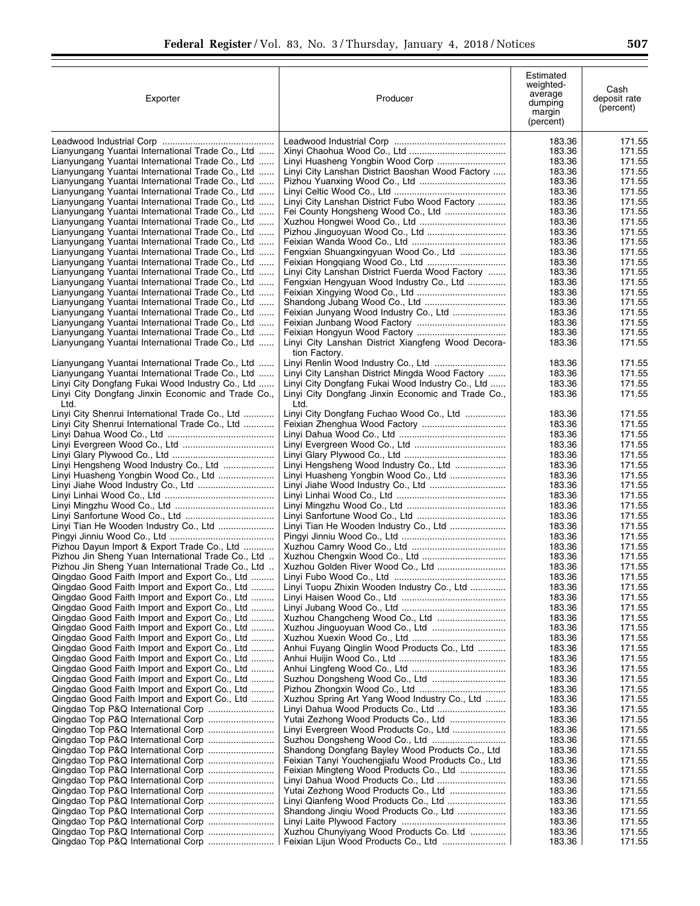| Exporter | Producer | Estimated weighted-average dumping margin (percent) | Cash deposit rate (percent) |
|---|---|---|---|
| Leadwood Industrial Corp | Leadwood Industrial Corp | 183.36 | 171.55 |
| Lianyungang Yuantai International Trade Co., Ltd | Xinyi Chaohua Wood Co., Ltd | 183.36 | 171.55 |
| Lianyungang Yuantai International Trade Co., Ltd | Linyi Huasheng Yongbin Wood Corp | 183.36 | 171.55 |
| Lianyungang Yuantai International Trade Co., Ltd | Linyi City Lanshan District Baoshan Wood Factory | 183.36 | 171.55 |
| Lianyungang Yuantai International Trade Co., Ltd | Pizhou Yuanxing Wood Co., Ltd | 183.36 | 171.55 |
| Lianyungang Yuantai International Trade Co., Ltd | Linyi Celtic Wood Co., Ltd | 183.36 | 171.55 |
| Lianyungang Yuantai International Trade Co., Ltd | Linyi City Lanshan District Fubo Wood Factory | 183.36 | 171.55 |
| Lianyungang Yuantai International Trade Co., Ltd | Fei County Hongsheng Wood Co., Ltd | 183.36 | 171.55 |
| Lianyungang Yuantai International Trade Co., Ltd | Xuzhou Hongwei Wood Co., Ltd | 183.36 | 171.55 |
| Lianyungang Yuantai International Trade Co., Ltd | Pizhou Jinguoyuan Wood Co., Ltd | 183.36 | 171.55 |
| Lianyungang Yuantai International Trade Co., Ltd | Feixian Wanda Wood Co., Ltd | 183.36 | 171.55 |
| Lianyungang Yuantai International Trade Co., Ltd | Fengxian Shuangxingyuan Wood Co., Ltd | 183.36 | 171.55 |
| Lianyungang Yuantai International Trade Co., Ltd | Feixian Hongqiang Wood Co., Ltd | 183.36 | 171.55 |
| Lianyungang Yuantai International Trade Co., Ltd | Linyi City Lanshan District Fuerda Wood Factory | 183.36 | 171.55 |
| Lianyungang Yuantai International Trade Co., Ltd | Fengxian Hengyuan Wood Industry Co., Ltd | 183.36 | 171.55 |
| Lianyungang Yuantai International Trade Co., Ltd | Feixian Xingying Wood Co., Ltd | 183.36 | 171.55 |
| Lianyungang Yuantai International Trade Co., Ltd | Shandong Jubang Wood Co., Ltd | 183.36 | 171.55 |
| Lianyungang Yuantai International Trade Co., Ltd | Feixian Junyang Wood Industry Co., Ltd | 183.36 | 171.55 |
| Lianyungang Yuantai International Trade Co., Ltd | Feixian Junbang Wood Factory | 183.36 | 171.55 |
| Lianyungang Yuantai International Trade Co., Ltd | Feixian Hongyun Wood Factory | 183.36 | 171.55 |
| Lianyungang Yuantai International Trade Co., Ltd | Linyi City Lanshan District Xiangfeng Wood Decoration Factory. | 183.36 | 171.55 |
| Lianyungang Yuantai International Trade Co., Ltd | Linyi Renlin Wood Industry Co., Ltd | 183.36 | 171.55 |
| Lianyungang Yuantai International Trade Co., Ltd | Linyi City Lanshan District Mingda Wood Factory | 183.36 | 171.55 |
| Linyi City Dongfang Fukai Wood Industry Co., Ltd | Linyi City Dongfang Fukai Wood Industry Co., Ltd | 183.36 | 171.55 |
| Linyi City Dongfang Jinxin Economic and Trade Co., Ltd. | Linyi City Dongfang Jinxin Economic and Trade Co., Ltd. | 183.36 | 171.55 |
| Linyi City Shenrui International Trade Co., Ltd | Linyi City Dongfang Fuchao Wood Co., Ltd | 183.36 | 171.55 |
| Linyi City Shenrui International Trade Co., Ltd | Feixian Zhenghua Wood Factory | 183.36 | 171.55 |
| Linyi Dahua Wood Co., Ltd | Linyi Dahua Wood Co., Ltd | 183.36 | 171.55 |
| Linyi Evergreen Wood Co., Ltd | Linyi Evergreen Wood Co., Ltd | 183.36 | 171.55 |
| Linyi Glary Plywood Co., Ltd | Linyi Glary Plywood Co., Ltd | 183.36 | 171.55 |
| Linyi Hengsheng Wood Industry Co., Ltd | Linyi Hengsheng Wood Industry Co., Ltd | 183.36 | 171.55 |
| Linyi Huasheng Yongbin Wood Co., Ltd | Linyi Huasheng Yongbin Wood Co., Ltd | 183.36 | 171.55 |
| Linyi Jiahe Wood Industry Co., Ltd | Linyi Jiahe Wood Industry Co., Ltd | 183.36 | 171.55 |
| Linyi Linhai Wood Co., Ltd | Linyi Linhai Wood Co., Ltd | 183.36 | 171.55 |
| Linyi Mingzhu Wood Co., Ltd | Linyi Mingzhu Wood Co., Ltd | 183.36 | 171.55 |
| Linyi Sanfortune Wood Co., Ltd | Linyi Sanfortune Wood Co., Ltd | 183.36 | 171.55 |
| Linyi Tian He Wooden Industry Co., Ltd | Linyi Tian He Wooden Industry Co., Ltd | 183.36 | 171.55 |
| Pingyi Jinniu Wood Co., Ltd | Pingyi Jinniu Wood Co., Ltd | 183.36 | 171.55 |
| Pizhou Dayun Import & Export Trade Co., Ltd | Xuzhou Camry Wood Co., Ltd | 183.36 | 171.55 |
| Pizhou Jin Sheng Yuan International Trade Co., Ltd | Xuzhou Chengxin Wood Co., Ltd | 183.36 | 171.55 |
| Pizhou Jin Sheng Yuan International Trade Co., Ltd | Xuzhou Golden River Wood Co., Ltd | 183.36 | 171.55 |
| Qingdao Good Faith Import and Export Co., Ltd | Linyi Fubo Wood Co., Ltd | 183.36 | 171.55 |
| Qingdao Good Faith Import and Export Co., Ltd | Linyi Tuopu Zhixin Wooden Industry Co., Ltd | 183.36 | 171.55 |
| Qingdao Good Faith Import and Export Co., Ltd | Linyi Haisen Wood Co., Ltd | 183.36 | 171.55 |
| Qingdao Good Faith Import and Export Co., Ltd | Linyi Jubang Wood Co., Ltd | 183.36 | 171.55 |
| Qingdao Good Faith Import and Export Co., Ltd | Xuzhou Changcheng Wood Co., Ltd | 183.36 | 171.55 |
| Qingdao Good Faith Import and Export Co., Ltd | Xuzhou Jinguoyuan Wood Co., Ltd | 183.36 | 171.55 |
| Qingdao Good Faith Import and Export Co., Ltd | Xuzhou Xuexin Wood Co., Ltd | 183.36 | 171.55 |
| Qingdao Good Faith Import and Export Co., Ltd | Anhui Fuyang Qinglin Wood Products Co., Ltd | 183.36 | 171.55 |
| Qingdao Good Faith Import and Export Co., Ltd | Anhui Huijin Wood Co., Ltd | 183.36 | 171.55 |
| Qingdao Good Faith Import and Export Co., Ltd | Anhui Lingfeng Wood Co., Ltd | 183.36 | 171.55 |
| Qingdao Good Faith Import and Export Co., Ltd | Suzhou Dongsheng Wood Co., Ltd | 183.36 | 171.55 |
| Qingdao Good Faith Import and Export Co., Ltd | Pizhou Zhongxin Wood Co., Ltd | 183.36 | 171.55 |
| Qingdao Good Faith Import and Export Co., Ltd | Xuzhou Spring Art Yang Wood Industry Co., Ltd | 183.36 | 171.55 |
| Qingdao Top P&Q International Corp | Linyi Dahua Wood Products Co., Ltd | 183.36 | 171.55 |
| Qingdao Top P&Q International Corp | Yutai Zezhong Wood Products Co., Ltd | 183.36 | 171.55 |
| Qingdao Top P&Q International Corp | Linyi Evergreen Wood Products Co., Ltd | 183.36 | 171.55 |
| Qingdao Top P&Q International Corp | Suzhou Dongsheng Wood Co., Ltd | 183.36 | 171.55 |
| Qingdao Top P&Q International Corp | Shandong Dongfang Bayley Wood Products Co., Ltd | 183.36 | 171.55 |
| Qingdao Top P&Q International Corp | Feixian Tanyi Youchengjiafu Wood Products Co., Ltd | 183.36 | 171.55 |
| Qingdao Top P&Q International Corp | Feixian Mingteng Wood Products Co., Ltd | 183.36 | 171.55 |
| Qingdao Top P&Q International Corp | Linyi Dahua Wood Products Co., Ltd | 183.36 | 171.55 |
| Qingdao Top P&Q International Corp | Yutai Zezhong Wood Products Co., Ltd | 183.36 | 171.55 |
| Qingdao Top P&Q International Corp | Linyi Qianfeng Wood Products Co., Ltd | 183.36 | 171.55 |
| Qingdao Top P&Q International Corp | Shandong Jinqiu Wood Products Co., Ltd | 183.36 | 171.55 |
| Qingdao Top P&Q International Corp | Linyi Laite Plywood Factory | 183.36 | 171.55 |
| Qingdao Top P&Q International Corp | Xuzhou Chunyiyang Wood Products Co. Ltd | 183.36 | 171.55 |
| Qingdao Top P&Q International Corp | Feixian Lijun Wood Products Co., Ltd | 183.36 | 171.55 |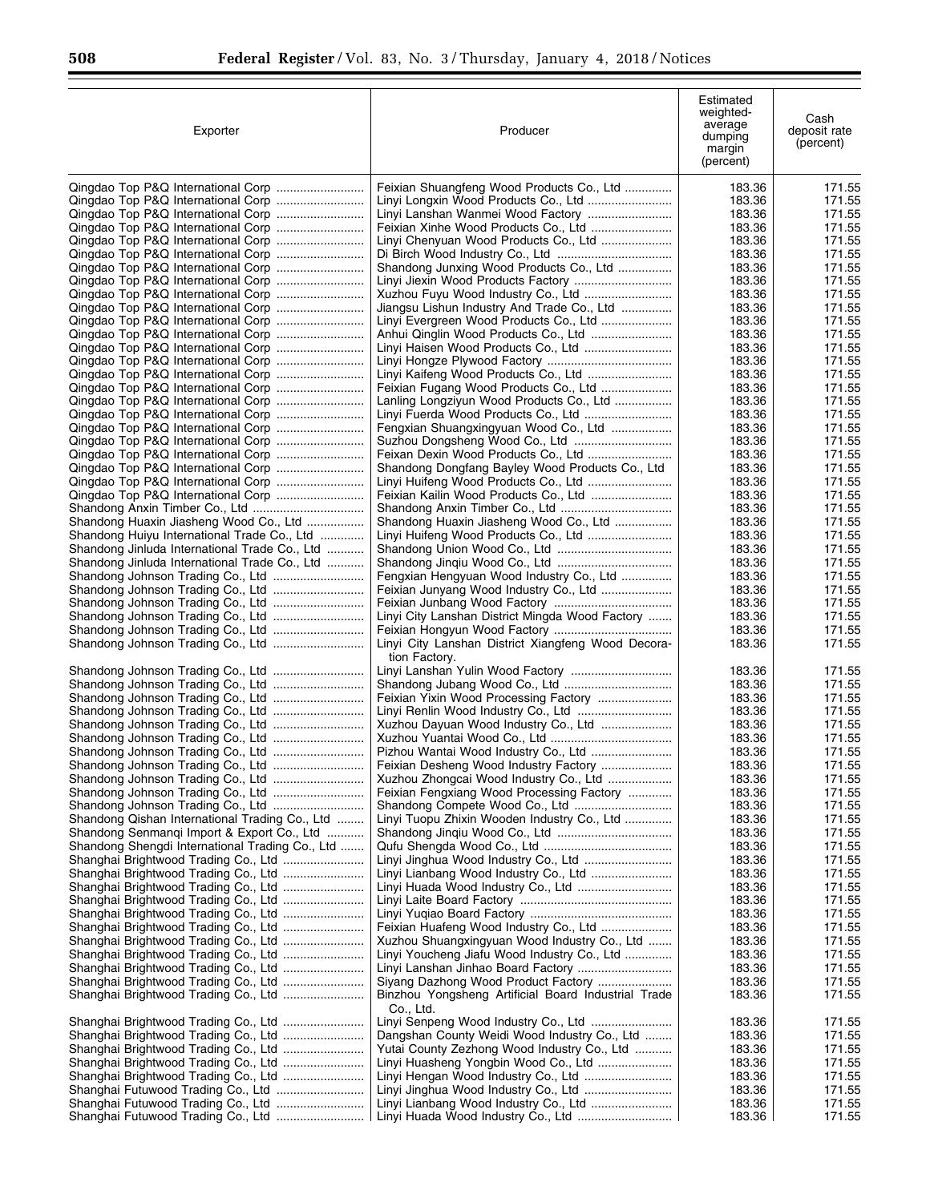| Exporter | Producer | Estimated weighted-average dumping margin (percent) | Cash deposit rate (percent) |
|---|---|---|---|
| Qingdao Top P&Q International Corp | Feixian Shuangfeng Wood Products Co., Ltd | 183.36 | 171.55 |
| Qingdao Top P&Q International Corp | Linyi Longxin Wood Products Co., Ltd | 183.36 | 171.55 |
| Qingdao Top P&Q International Corp | Linyi Lanshan Wanmei Wood Factory | 183.36 | 171.55 |
| Qingdao Top P&Q International Corp | Feixian Xinhe Wood Products Co., Ltd | 183.36 | 171.55 |
| Qingdao Top P&Q International Corp | Linyi Chenyuan Wood Products Co., Ltd | 183.36 | 171.55 |
| Qingdao Top P&Q International Corp | Di Birch Wood Industry Co., Ltd | 183.36 | 171.55 |
| Qingdao Top P&Q International Corp | Shandong Junxing Wood Products Co., Ltd | 183.36 | 171.55 |
| Qingdao Top P&Q International Corp | Linyi Jiexin Wood Products Factory | 183.36 | 171.55 |
| Qingdao Top P&Q International Corp | Xuzhou Fuyu Wood Industry Co., Ltd | 183.36 | 171.55 |
| Qingdao Top P&Q International Corp | Jiangsu Lishun Industry And Trade Co., Ltd | 183.36 | 171.55 |
| Qingdao Top P&Q International Corp | Linyi Evergreen Wood Products Co., Ltd | 183.36 | 171.55 |
| Qingdao Top P&Q International Corp | Anhui Qinglin Wood Products Co., Ltd | 183.36 | 171.55 |
| Qingdao Top P&Q International Corp | Linyi Haisen Wood Products Co., Ltd | 183.36 | 171.55 |
| Qingdao Top P&Q International Corp | Linyi Hongze Plywood Factory | 183.36 | 171.55 |
| Qingdao Top P&Q International Corp | Linyi Kaifeng Wood Products Co., Ltd | 183.36 | 171.55 |
| Qingdao Top P&Q International Corp | Feixian Fugang Wood Products Co., Ltd | 183.36 | 171.55 |
| Qingdao Top P&Q International Corp | Lanling Longziyun Wood Products Co., Ltd | 183.36 | 171.55 |
| Qingdao Top P&Q International Corp | Linyi Fuerda Wood Products Co., Ltd | 183.36 | 171.55 |
| Qingdao Top P&Q International Corp | Fengxian Shuangxingyuan Wood Co., Ltd | 183.36 | 171.55 |
| Qingdao Top P&Q International Corp | Suzhou Dongsheng Wood Co., Ltd | 183.36 | 171.55 |
| Qingdao Top P&Q International Corp | Feixan Dexin Wood Products Co., Ltd | 183.36 | 171.55 |
| Qingdao Top P&Q International Corp | Shandong Dongfang Bayley Wood Products Co., Ltd | 183.36 | 171.55 |
| Qingdao Top P&Q International Corp | Linyi Huifeng Wood Products Co., Ltd | 183.36 | 171.55 |
| Qingdao Top P&Q International Corp | Feixian Kailin Wood Products Co., Ltd | 183.36 | 171.55 |
| Shandong Anxin Timber Co., Ltd | Shandong Anxin Timber Co., Ltd | 183.36 | 171.55 |
| Shandong Huaxin Jiasheng Wood Co., Ltd | Shandong Huaxin Jiasheng Wood Co., Ltd | 183.36 | 171.55 |
| Shandong Huiyu International Trade Co., Ltd | Linyi Huifeng Wood Products Co., Ltd | 183.36 | 171.55 |
| Shandong Jinluda International Trade Co., Ltd | Shandong Union Wood Co., Ltd | 183.36 | 171.55 |
| Shandong Jinluda International Trade Co., Ltd | Shandong Jinqiu Wood Co., Ltd | 183.36 | 171.55 |
| Shandong Johnson Trading Co., Ltd | Fengxian Hengyuan Wood Industry Co., Ltd | 183.36 | 171.55 |
| Shandong Johnson Trading Co., Ltd | Feixian Junyang Wood Industry Co., Ltd | 183.36 | 171.55 |
| Shandong Johnson Trading Co., Ltd | Feixian Junbang Wood Factory | 183.36 | 171.55 |
| Shandong Johnson Trading Co., Ltd | Linyi City Lanshan District Mingda Wood Factory | 183.36 | 171.55 |
| Shandong Johnson Trading Co., Ltd | Feixian Hongyun Wood Factory | 183.36 | 171.55 |
| Shandong Johnson Trading Co., Ltd | Linyi City Lanshan District Xiangfeng Wood Decoration Factory. | 183.36 | 171.55 |
| Shandong Johnson Trading Co., Ltd | Linyi Lanshan Yulin Wood Factory | 183.36 | 171.55 |
| Shandong Johnson Trading Co., Ltd | Shandong Jubang Wood Co., Ltd | 183.36 | 171.55 |
| Shandong Johnson Trading Co., Ltd | Feixian Yixin Wood Processing Factory | 183.36 | 171.55 |
| Shandong Johnson Trading Co., Ltd | Linyi Renlin Wood Industry Co., Ltd | 183.36 | 171.55 |
| Shandong Johnson Trading Co., Ltd | Xuzhou Dayuan Wood Industry Co., Ltd | 183.36 | 171.55 |
| Shandong Johnson Trading Co., Ltd | Xuzhou Yuantai Wood Co., Ltd | 183.36 | 171.55 |
| Shandong Johnson Trading Co., Ltd | Pizhou Wantai Wood Industry Co., Ltd | 183.36 | 171.55 |
| Shandong Johnson Trading Co., Ltd | Feixian Desheng Wood Industry Factory | 183.36 | 171.55 |
| Shandong Johnson Trading Co., Ltd | Xuzhou Zhongcai Wood Industry Co., Ltd | 183.36 | 171.55 |
| Shandong Johnson Trading Co., Ltd | Feixian Fengxiang Wood Processing Factory | 183.36 | 171.55 |
| Shandong Johnson Trading Co., Ltd | Shandong Compete Wood Co., Ltd | 183.36 | 171.55 |
| Shandong Qishan International Trading Co., Ltd | Linyi Tuopu Zhixin Wooden Industry Co., Ltd | 183.36 | 171.55 |
| Shandong Senmanqi Import & Export Co., Ltd | Shandong Jinqiu Wood Co., Ltd | 183.36 | 171.55 |
| Shandong Shengdi International Trading Co., Ltd | Qufu Shengda Wood Co., Ltd | 183.36 | 171.55 |
| Shanghai Brightwood Trading Co., Ltd | Linyi Jinghua Wood Industry Co., Ltd | 183.36 | 171.55 |
| Shanghai Brightwood Trading Co., Ltd | Linyi Lianbang Wood Industry Co., Ltd | 183.36 | 171.55 |
| Shanghai Brightwood Trading Co., Ltd | Linyi Huada Wood Industry Co., Ltd | 183.36 | 171.55 |
| Shanghai Brightwood Trading Co., Ltd | Linyi Laite Board Factory | 183.36 | 171.55 |
| Shanghai Brightwood Trading Co., Ltd | Linyi Yuqiao Board Factory | 183.36 | 171.55 |
| Shanghai Brightwood Trading Co., Ltd | Feixian Huafeng Wood Industry Co., Ltd | 183.36 | 171.55 |
| Shanghai Brightwood Trading Co., Ltd | Xuzhou Shuangxingyuan Wood Industry Co., Ltd | 183.36 | 171.55 |
| Shanghai Brightwood Trading Co., Ltd | Linyi Youcheng Jiafu Wood Industry Co., Ltd | 183.36 | 171.55 |
| Shanghai Brightwood Trading Co., Ltd | Linyi Lanshan Jinhao Board Factory | 183.36 | 171.55 |
| Shanghai Brightwood Trading Co., Ltd | Siyang Dazhong Wood Product Factory | 183.36 | 171.55 |
| Shanghai Brightwood Trading Co., Ltd | Binzhou Yongsheng Artificial Board Industrial Trade Co., Ltd. | 183.36 | 171.55 |
| Shanghai Brightwood Trading Co., Ltd | Linyi Senpeng Wood Industry Co., Ltd | 183.36 | 171.55 |
| Shanghai Brightwood Trading Co., Ltd | Dangshan County Weidi Wood Industry Co., Ltd | 183.36 | 171.55 |
| Shanghai Brightwood Trading Co., Ltd | Yutai County Zezhong Wood Industry Co., Ltd | 183.36 | 171.55 |
| Shanghai Brightwood Trading Co., Ltd | Linyi Huasheng Yongbin Wood Co., Ltd | 183.36 | 171.55 |
| Shanghai Brightwood Trading Co., Ltd | Linyi Hengan Wood Industry Co., Ltd | 183.36 | 171.55 |
| Shanghai Futuwood Trading Co., Ltd | Linyi Jinghua Wood Industry Co., Ltd | 183.36 | 171.55 |
| Shanghai Futuwood Trading Co., Ltd | Linyi Lianbang Wood Industry Co., Ltd | 183.36 | 171.55 |
| Shanghai Futuwood Trading Co., Ltd | Linyi Huada Wood Industry Co., Ltd | 183.36 | 171.55 |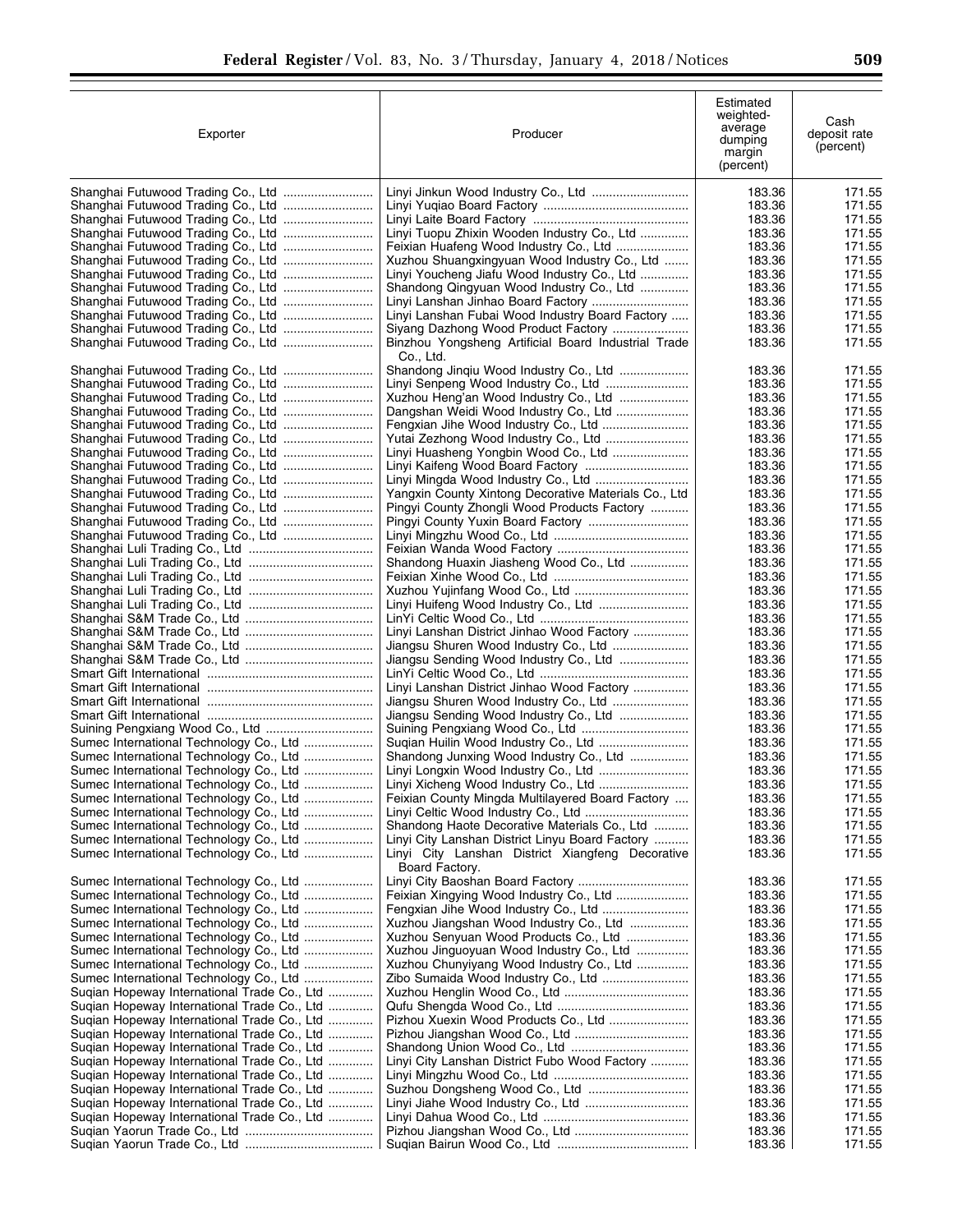| Exporter | Producer | Estimated weighted-average dumping margin (percent) | Cash deposit rate (percent) |
|---|---|---|---|
| Shanghai Futuwood Trading Co., Ltd | Linyi Jinkun Wood Industry Co., Ltd | 183.36 | 171.55 |
| Shanghai Futuwood Trading Co., Ltd | Linyi Yuqiao Board Factory | 183.36 | 171.55 |
| Shanghai Futuwood Trading Co., Ltd | Linyi Laite Board Factory | 183.36 | 171.55 |
| Shanghai Futuwood Trading Co., Ltd | Linyi Tuopu Zhixin Wooden Industry Co., Ltd | 183.36 | 171.55 |
| Shanghai Futuwood Trading Co., Ltd | Feixian Huafeng Wood Industry Co., Ltd | 183.36 | 171.55 |
| Shanghai Futuwood Trading Co., Ltd | Xuzhou Shuangxingyuan Wood Industry Co., Ltd | 183.36 | 171.55 |
| Shanghai Futuwood Trading Co., Ltd | Linyi Youcheng Jiafu Wood Industry Co., Ltd | 183.36 | 171.55 |
| Shanghai Futuwood Trading Co., Ltd | Shandong Qingyuan Wood Industry Co., Ltd | 183.36 | 171.55 |
| Shanghai Futuwood Trading Co., Ltd | Linyi Lanshan Jinhao Board Factory | 183.36 | 171.55 |
| Shanghai Futuwood Trading Co., Ltd | Linyi Lanshan Fubai Wood Industry Board Factory | 183.36 | 171.55 |
| Shanghai Futuwood Trading Co., Ltd | Siyang Dazhong Wood Product Factory | 183.36 | 171.55 |
| Shanghai Futuwood Trading Co., Ltd | Binzhou Yongsheng Artificial Board Industrial Trade Co., Ltd. | 183.36 | 171.55 |
| Shanghai Futuwood Trading Co., Ltd | Shandong Jinqiu Wood Industry Co., Ltd | 183.36 | 171.55 |
| Shanghai Futuwood Trading Co., Ltd | Linyi Senpeng Wood Industry Co., Ltd | 183.36 | 171.55 |
| Shanghai Futuwood Trading Co., Ltd | Xuzhou Heng'an Wood Industry Co., Ltd | 183.36 | 171.55 |
| Shanghai Futuwood Trading Co., Ltd | Dangshan Weidi Wood Industry Co., Ltd | 183.36 | 171.55 |
| Shanghai Futuwood Trading Co., Ltd | Fengxian Jihe Wood Industry Co., Ltd | 183.36 | 171.55 |
| Shanghai Futuwood Trading Co., Ltd | Yutai Zezhong Wood Industry Co., Ltd | 183.36 | 171.55 |
| Shanghai Futuwood Trading Co., Ltd | Linyi Huasheng Yongbin Wood Co., Ltd | 183.36 | 171.55 |
| Shanghai Futuwood Trading Co., Ltd | Linyi Kaifeng Wood Board Factory | 183.36 | 171.55 |
| Shanghai Futuwood Trading Co., Ltd | Linyi Mingda Wood Industry Co., Ltd | 183.36 | 171.55 |
| Shanghai Futuwood Trading Co., Ltd | Yangxin County Xintong Decorative Materials Co., Ltd | 183.36 | 171.55 |
| Shanghai Futuwood Trading Co., Ltd | Pingyi County Zhongli Wood Products Factory | 183.36 | 171.55 |
| Shanghai Futuwood Trading Co., Ltd | Pingyi County Yuxin Board Factory | 183.36 | 171.55 |
| Shanghai Futuwood Trading Co., Ltd | Linyi Mingzhu Wood Co., Ltd | 183.36 | 171.55 |
| Shanghai Luli Trading Co., Ltd | Feixian Wanda Wood Factory | 183.36 | 171.55 |
| Shanghai Luli Trading Co., Ltd | Shandong Huaxin Jiasheng Wood Co., Ltd | 183.36 | 171.55 |
| Shanghai Luli Trading Co., Ltd | Feixian Xinhe Wood Co., Ltd | 183.36 | 171.55 |
| Shanghai Luli Trading Co., Ltd | Xuzhou Yujinfang Wood Co., Ltd | 183.36 | 171.55 |
| Shanghai Luli Trading Co., Ltd | Linyi Huifeng Wood Industry Co., Ltd | 183.36 | 171.55 |
| Shanghai S&M Trade Co., Ltd | LinYi Celtic Wood Co., Ltd | 183.36 | 171.55 |
| Shanghai S&M Trade Co., Ltd | Linyi Lanshan District Jinhao Wood Factory | 183.36 | 171.55 |
| Shanghai S&M Trade Co., Ltd | Jiangsu Shuren Wood Industry Co., Ltd | 183.36 | 171.55 |
| Shanghai S&M Trade Co., Ltd | Jiangsu Sending Wood Industry Co., Ltd | 183.36 | 171.55 |
| Smart Gift International | LinYi Celtic Wood Co., Ltd | 183.36 | 171.55 |
| Smart Gift International | Linyi Lanshan District Jinhao Wood Factory | 183.36 | 171.55 |
| Smart Gift International | Jiangsu Shuren Wood Industry Co., Ltd | 183.36 | 171.55 |
| Smart Gift International | Jiangsu Sending Wood Industry Co., Ltd | 183.36 | 171.55 |
| Suining Pengxiang Wood Co., Ltd | Suining Pengxiang Wood Co., Ltd | 183.36 | 171.55 |
| Sumec International Technology Co., Ltd | Suqian Huilin Wood Industry Co., Ltd | 183.36 | 171.55 |
| Sumec International Technology Co., Ltd | Shandong Junxing Wood Industry Co., Ltd | 183.36 | 171.55 |
| Sumec International Technology Co., Ltd | Linyi Longxin Wood Industry Co., Ltd | 183.36 | 171.55 |
| Sumec International Technology Co., Ltd | Linyi Xicheng Wood Industry Co., Ltd | 183.36 | 171.55 |
| Sumec International Technology Co., Ltd | Feixian County Mingda Multilayered Board Factory | 183.36 | 171.55 |
| Sumec International Technology Co., Ltd | Linyi Celtic Wood Industry Co., Ltd | 183.36 | 171.55 |
| Sumec International Technology Co., Ltd | Shandong Haote Decorative Materials Co., Ltd | 183.36 | 171.55 |
| Sumec International Technology Co., Ltd | Linyi City Lanshan District Linyu Board Factory | 183.36 | 171.55 |
| Sumec International Technology Co., Ltd | Linyi City Lanshan District Xiangfeng Decorative Board Factory. | 183.36 | 171.55 |
| Sumec International Technology Co., Ltd | Linyi City Baoshan Board Factory | 183.36 | 171.55 |
| Sumec International Technology Co., Ltd | Feixian Xingying Wood Industry Co., Ltd | 183.36 | 171.55 |
| Sumec International Technology Co., Ltd | Fengxian Jihe Wood Industry Co., Ltd | 183.36 | 171.55 |
| Sumec International Technology Co., Ltd | Xuzhou Jiangshan Wood Industry Co., Ltd | 183.36 | 171.55 |
| Sumec International Technology Co., Ltd | Xuzhou Senyuan Wood Products Co., Ltd | 183.36 | 171.55 |
| Sumec International Technology Co., Ltd | Xuzhou Jinguoyuan Wood Industry Co., Ltd | 183.36 | 171.55 |
| Sumec International Technology Co., Ltd | Xuzhou Chunyiyang Wood Industry Co., Ltd | 183.36 | 171.55 |
| Sumec International Technology Co., Ltd | Zibo Sumaida Wood Industry Co., Ltd | 183.36 | 171.55 |
| Suqian Hopeway International Trade Co., Ltd | Xuzhou Henglin Wood Co., Ltd | 183.36 | 171.55 |
| Suqian Hopeway International Trade Co., Ltd | Qufu Shengda Wood Co., Ltd | 183.36 | 171.55 |
| Suqian Hopeway International Trade Co., Ltd | Pizhou Xuexin Wood Products Co., Ltd | 183.36 | 171.55 |
| Suqian Hopeway International Trade Co., Ltd | Pizhou Jiangshan Wood Co., Ltd | 183.36 | 171.55 |
| Suqian Hopeway International Trade Co., Ltd | Shandong Union Wood Co., Ltd | 183.36 | 171.55 |
| Suqian Hopeway International Trade Co., Ltd | Linyi City Lanshan District Fubo Wood Factory | 183.36 | 171.55 |
| Suqian Hopeway International Trade Co., Ltd | Linyi Mingzhu Wood Co., Ltd | 183.36 | 171.55 |
| Suqian Hopeway International Trade Co., Ltd | Suzhou Dongsheng Wood Co., Ltd | 183.36 | 171.55 |
| Suqian Hopeway International Trade Co., Ltd | Linyi Jiahe Wood Industry Co., Ltd | 183.36 | 171.55 |
| Suqian Hopeway International Trade Co., Ltd | Linyi Dahua Wood Co., Ltd | 183.36 | 171.55 |
| Suqian Yaorun Trade Co., Ltd | Pizhou Jiangshan Wood Co., Ltd | 183.36 | 171.55 |
| Suqian Yaorun Trade Co., Ltd | Suqian Bairun Wood Co., Ltd | 183.36 | 171.55 |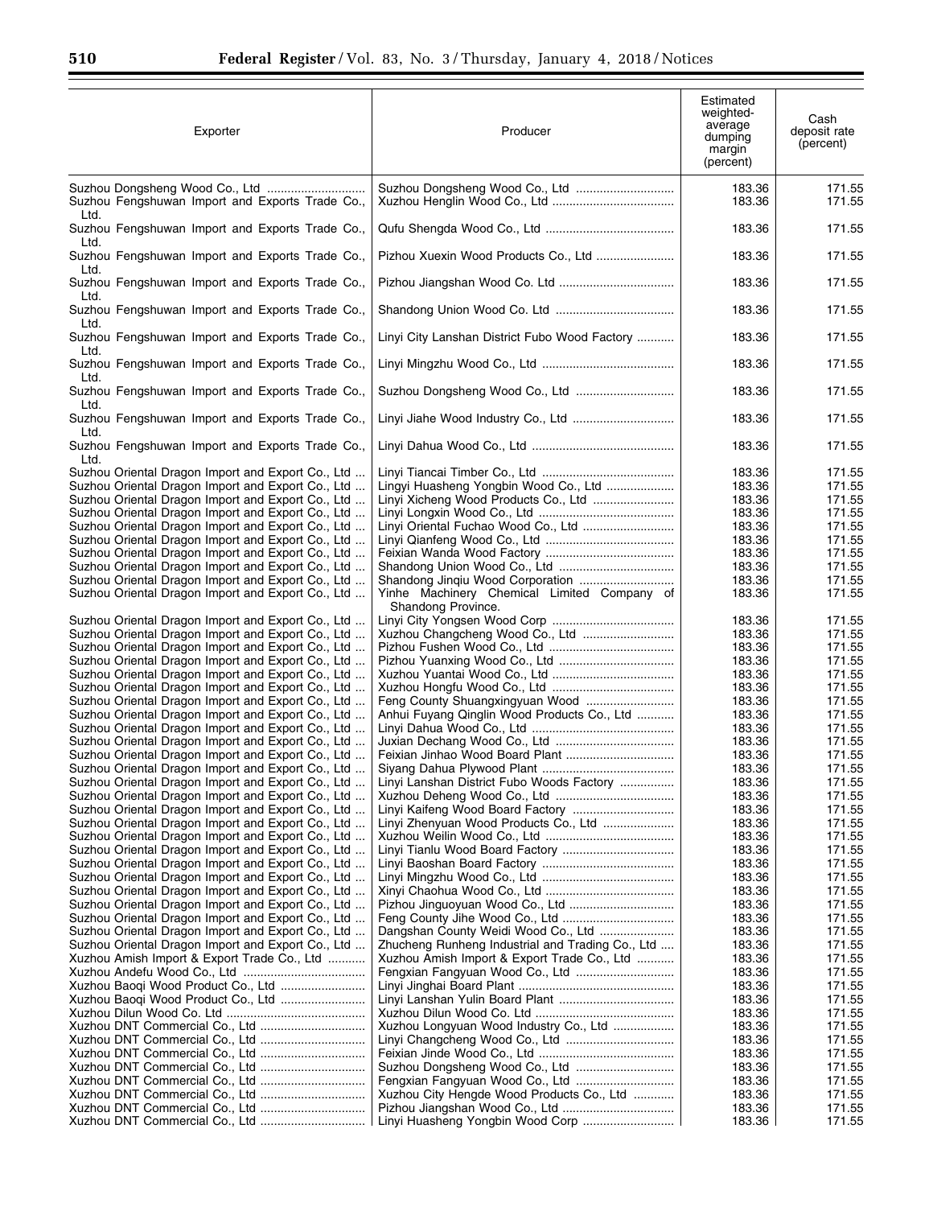| Exporter | Producer | Estimated weighted-average dumping margin (percent) | Cash deposit rate (percent) |
|---|---|---|---|
| Suzhou Dongsheng Wood Co., Ltd | Suzhou Dongsheng Wood Co., Ltd | 183.36 | 171.55 |
| Suzhou Fengshuwan Import and Exports Trade Co., Ltd. | Xuzhou Henglin Wood Co., Ltd | 183.36 | 171.55 |
| Suzhou Fengshuwan Import and Exports Trade Co., Ltd. | Qufu Shengda Wood Co., Ltd | 183.36 | 171.55 |
| Suzhou Fengshuwan Import and Exports Trade Co., Ltd. | Pizhou Xuexin Wood Products Co., Ltd | 183.36 | 171.55 |
| Suzhou Fengshuwan Import and Exports Trade Co., Ltd. | Pizhou Jiangshan Wood Co. Ltd | 183.36 | 171.55 |
| Suzhou Fengshuwan Import and Exports Trade Co., Ltd. | Shandong Union Wood Co. Ltd | 183.36 | 171.55 |
| Suzhou Fengshuwan Import and Exports Trade Co., Ltd. | Linyi City Lanshan District Fubo Wood Factory | 183.36 | 171.55 |
| Suzhou Fengshuwan Import and Exports Trade Co., Ltd. | Linyi Mingzhu Wood Co., Ltd | 183.36 | 171.55 |
| Suzhou Fengshuwan Import and Exports Trade Co., Ltd. | Suzhou Dongsheng Wood Co., Ltd | 183.36 | 171.55 |
| Suzhou Fengshuwan Import and Exports Trade Co., Ltd. | Linyi Jiahe Wood Industry Co., Ltd | 183.36 | 171.55 |
| Suzhou Fengshuwan Import and Exports Trade Co., Ltd. | Linyi Dahua Wood Co., Ltd | 183.36 | 171.55 |
| Suzhou Oriental Dragon Import and Export Co., Ltd | Linyi Tiancai Timber Co., Ltd | 183.36 | 171.55 |
| Suzhou Oriental Dragon Import and Export Co., Ltd | Lingyi Huasheng Yongbin Wood Co., Ltd | 183.36 | 171.55 |
| Suzhou Oriental Dragon Import and Export Co., Ltd | Linyi Xicheng Wood Products Co., Ltd | 183.36 | 171.55 |
| Suzhou Oriental Dragon Import and Export Co., Ltd | Linyi Longxin Wood Co., Ltd | 183.36 | 171.55 |
| Suzhou Oriental Dragon Import and Export Co., Ltd | Linyi Oriental Fuchao Wood Co., Ltd | 183.36 | 171.55 |
| Suzhou Oriental Dragon Import and Export Co., Ltd | Linyi Qianfeng Wood Co., Ltd | 183.36 | 171.55 |
| Suzhou Oriental Dragon Import and Export Co., Ltd | Feixian Wanda Wood Factory | 183.36 | 171.55 |
| Suzhou Oriental Dragon Import and Export Co., Ltd | Shandong Union Wood Co., Ltd | 183.36 | 171.55 |
| Suzhou Oriental Dragon Import and Export Co., Ltd | Shandong Jinqiu Wood Corporation | 183.36 | 171.55 |
| Suzhou Oriental Dragon Import and Export Co., Ltd | Yinhe Machinery Chemical Limited Company of Shandong Province. | 183.36 | 171.55 |
| Suzhou Oriental Dragon Import and Export Co., Ltd | Linyi City Yongsen Wood Corp | 183.36 | 171.55 |
| Suzhou Oriental Dragon Import and Export Co., Ltd | Xuzhou Changcheng Wood Co., Ltd | 183.36 | 171.55 |
| Suzhou Oriental Dragon Import and Export Co., Ltd | Pizhou Fushen Wood Co., Ltd | 183.36 | 171.55 |
| Suzhou Oriental Dragon Import and Export Co., Ltd | Pizhou Yuanxing Wood Co., Ltd | 183.36 | 171.55 |
| Suzhou Oriental Dragon Import and Export Co., Ltd | Xuzhou Yuantai Wood Co., Ltd | 183.36 | 171.55 |
| Suzhou Oriental Dragon Import and Export Co., Ltd | Xuzhou Hongfu Wood Co., Ltd | 183.36 | 171.55 |
| Suzhou Oriental Dragon Import and Export Co., Ltd | Feng County Shuangxingyuan Wood | 183.36 | 171.55 |
| Suzhou Oriental Dragon Import and Export Co., Ltd | Anhui Fuyang Qinglin Wood Products Co., Ltd | 183.36 | 171.55 |
| Suzhou Oriental Dragon Import and Export Co., Ltd | Linyi Dahua Wood Co., Ltd | 183.36 | 171.55 |
| Suzhou Oriental Dragon Import and Export Co., Ltd | Juxian Dechang Wood Co., Ltd | 183.36 | 171.55 |
| Suzhou Oriental Dragon Import and Export Co., Ltd | Feixian Jinhao Wood Board Plant | 183.36 | 171.55 |
| Suzhou Oriental Dragon Import and Export Co., Ltd | Siyang Dahua Plywood Plant | 183.36 | 171.55 |
| Suzhou Oriental Dragon Import and Export Co., Ltd | Linyi Lanshan District Fubo Woods Factory | 183.36 | 171.55 |
| Suzhou Oriental Dragon Import and Export Co., Ltd | Xuzhou Deheng Wood Co., Ltd | 183.36 | 171.55 |
| Suzhou Oriental Dragon Import and Export Co., Ltd | Linyi Kaifeng Wood Board Factory | 183.36 | 171.55 |
| Suzhou Oriental Dragon Import and Export Co., Ltd | Linyi Zhenyuan Wood Products Co., Ltd | 183.36 | 171.55 |
| Suzhou Oriental Dragon Import and Export Co., Ltd | Xuzhou Weilin Wood Co., Ltd | 183.36 | 171.55 |
| Suzhou Oriental Dragon Import and Export Co., Ltd | Linyi Tianlu Wood Board Factory | 183.36 | 171.55 |
| Suzhou Oriental Dragon Import and Export Co., Ltd | Linyi Baoshan Board Factory | 183.36 | 171.55 |
| Suzhou Oriental Dragon Import and Export Co., Ltd | Linyi Mingzhu Wood Co., Ltd | 183.36 | 171.55 |
| Suzhou Oriental Dragon Import and Export Co., Ltd | Xinyi Chaohua Wood Co., Ltd | 183.36 | 171.55 |
| Suzhou Oriental Dragon Import and Export Co., Ltd | Pizhou Jinguoyuan Wood Co., Ltd | 183.36 | 171.55 |
| Suzhou Oriental Dragon Import and Export Co., Ltd | Feng County Jihe Wood Co., Ltd | 183.36 | 171.55 |
| Suzhou Oriental Dragon Import and Export Co., Ltd | Dangshan County Weidi Wood Co., Ltd | 183.36 | 171.55 |
| Suzhou Oriental Dragon Import and Export Co., Ltd | Zhucheng Runheng Industrial and Trading Co., Ltd | 183.36 | 171.55 |
| Xuzhou Amish Import & Export Trade Co., Ltd | Xuzhou Amish Import & Export Trade Co., Ltd | 183.36 | 171.55 |
| Xuzhou Andefu Wood Co., Ltd | Fengxian Fangyuan Wood Co., Ltd | 183.36 | 171.55 |
| Xuzhou Baoqi Wood Product Co., Ltd | Linyi Jinghai Board Plant | 183.36 | 171.55 |
| Xuzhou Baoqi Wood Product Co., Ltd | Linyi Lanshan Yulin Board Plant | 183.36 | 171.55 |
| Xuzhou Dilun Wood Co. Ltd | Xuzhou Dilun Wood Co. Ltd | 183.36 | 171.55 |
| Xuzhou DNT Commercial Co., Ltd | Xuzhou Longyuan Wood Industry Co., Ltd | 183.36 | 171.55 |
| Xuzhou DNT Commercial Co., Ltd | Linyi Changcheng Wood Co., Ltd | 183.36 | 171.55 |
| Xuzhou DNT Commercial Co., Ltd | Feixian Jinde Wood Co., Ltd | 183.36 | 171.55 |
| Xuzhou DNT Commercial Co., Ltd | Suzhou Dongsheng Wood Co., Ltd | 183.36 | 171.55 |
| Xuzhou DNT Commercial Co., Ltd | Fengxian Fangyuan Wood Co., Ltd | 183.36 | 171.55 |
| Xuzhou DNT Commercial Co., Ltd | Xuzhou City Hengde Wood Products Co., Ltd | 183.36 | 171.55 |
| Xuzhou DNT Commercial Co., Ltd | Pizhou Jiangshan Wood Co., Ltd | 183.36 | 171.55 |
| Xuzhou DNT Commercial Co., Ltd | Linyi Huasheng Yongbin Wood Corp | 183.36 | 171.55 |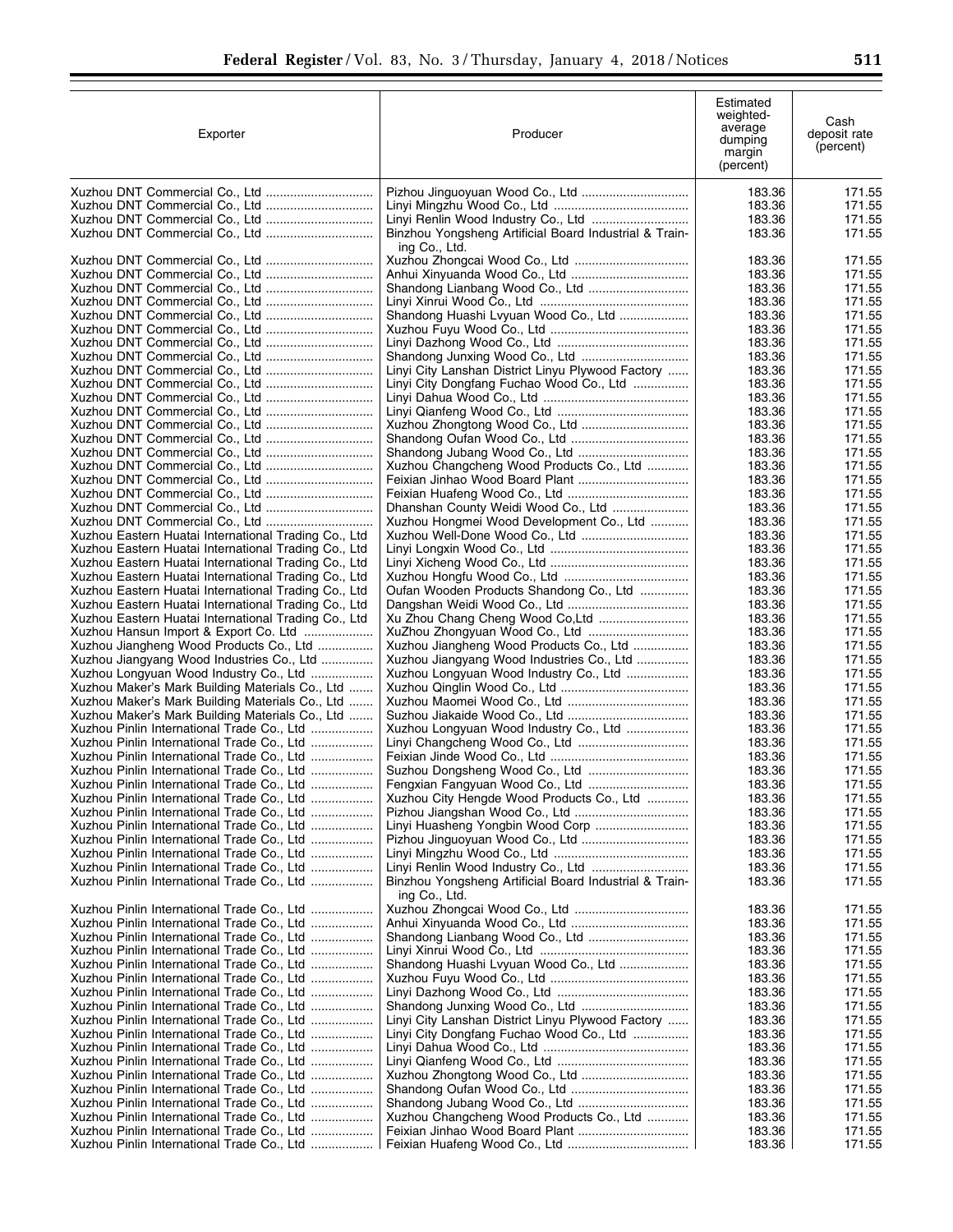| Exporter | Producer | Estimated weighted-average dumping margin (percent) | Cash deposit rate (percent) |
|---|---|---|---|
| Xuzhou DNT Commercial Co., Ltd | Pizhou Jinguoyuan Wood Co., Ltd | 183.36 | 171.55 |
| Xuzhou DNT Commercial Co., Ltd | Linyi Mingzhu Wood Co., Ltd | 183.36 | 171.55 |
| Xuzhou DNT Commercial Co., Ltd | Linyi Renlin Wood Industry Co., Ltd | 183.36 | 171.55 |
| Xuzhou DNT Commercial Co., Ltd | Binzhou Yongsheng Artificial Board Industrial & Training Co., Ltd. | 183.36 | 171.55 |
| Xuzhou DNT Commercial Co., Ltd | Xuzhou Zhongcai Wood Co., Ltd | 183.36 | 171.55 |
| Xuzhou DNT Commercial Co., Ltd | Anhui Xinyuanda Wood Co., Ltd | 183.36 | 171.55 |
| Xuzhou DNT Commercial Co., Ltd | Shandong Lianbang Wood Co., Ltd | 183.36 | 171.55 |
| Xuzhou DNT Commercial Co., Ltd | Linyi Xinrui Wood Co., Ltd | 183.36 | 171.55 |
| Xuzhou DNT Commercial Co., Ltd | Shandong Huashi Lvyuan Wood Co., Ltd | 183.36 | 171.55 |
| Xuzhou DNT Commercial Co., Ltd | Xuzhou Fuyu Wood Co., Ltd | 183.36 | 171.55 |
| Xuzhou DNT Commercial Co., Ltd | Linyi Dazhong Wood Co., Ltd | 183.36 | 171.55 |
| Xuzhou DNT Commercial Co., Ltd | Shandong Junxing Wood Co., Ltd | 183.36 | 171.55 |
| Xuzhou DNT Commercial Co., Ltd | Linyi City Lanshan District Linyu Plywood Factory | 183.36 | 171.55 |
| Xuzhou DNT Commercial Co., Ltd | Linyi City Dongfang Fuchao Wood Co., Ltd | 183.36 | 171.55 |
| Xuzhou DNT Commercial Co., Ltd | Linyi Dahua Wood Co., Ltd | 183.36 | 171.55 |
| Xuzhou DNT Commercial Co., Ltd | Linyi Qianfeng Wood Co., Ltd | 183.36 | 171.55 |
| Xuzhou DNT Commercial Co., Ltd | Xuzhou Zhongtong Wood Co., Ltd | 183.36 | 171.55 |
| Xuzhou DNT Commercial Co., Ltd | Shandong Oufan Wood Co., Ltd | 183.36 | 171.55 |
| Xuzhou DNT Commercial Co., Ltd | Shandong Jubang Wood Co., Ltd | 183.36 | 171.55 |
| Xuzhou DNT Commercial Co., Ltd | Xuzhou Changcheng Wood Products Co., Ltd | 183.36 | 171.55 |
| Xuzhou DNT Commercial Co., Ltd | Feixian Jinhao Wood Board Plant | 183.36 | 171.55 |
| Xuzhou DNT Commercial Co., Ltd | Feixian Huafeng Wood Co., Ltd | 183.36 | 171.55 |
| Xuzhou DNT Commercial Co., Ltd | Dhanshan County Weidi Wood Co., Ltd | 183.36 | 171.55 |
| Xuzhou DNT Commercial Co., Ltd | Xuzhou Hongmei Wood Development Co., Ltd | 183.36 | 171.55 |
| Xuzhou Eastern Huatai International Trading Co., Ltd | Xuzhou Well-Done Wood Co., Ltd | 183.36 | 171.55 |
| Xuzhou Eastern Huatai International Trading Co., Ltd | Linyi Longxin Wood Co., Ltd | 183.36 | 171.55 |
| Xuzhou Eastern Huatai International Trading Co., Ltd | Linyi Xicheng Wood Co., Ltd | 183.36 | 171.55 |
| Xuzhou Eastern Huatai International Trading Co., Ltd | Xuzhou Hongfu Wood Co., Ltd | 183.36 | 171.55 |
| Xuzhou Eastern Huatai International Trading Co., Ltd | Oufan Wooden Products Shandong Co., Ltd | 183.36 | 171.55 |
| Xuzhou Eastern Huatai International Trading Co., Ltd | Dangshan Weidi Wood Co., Ltd | 183.36 | 171.55 |
| Xuzhou Eastern Huatai International Trading Co., Ltd | Xu Zhou Chang Cheng Wood Co,Ltd | 183.36 | 171.55 |
| Xuzhou Hansun Import & Export Co. Ltd | XuZhou Zhongyuan Wood Co., Ltd | 183.36 | 171.55 |
| Xuzhou Jiangheng Wood Products Co., Ltd | Xuzhou Jiangheng Wood Products Co., Ltd | 183.36 | 171.55 |
| Xuzhou Jiangyang Wood Industries Co., Ltd | Xuzhou Jiangyang Wood Industries Co., Ltd | 183.36 | 171.55 |
| Xuzhou Longyuan Wood Industry Co., Ltd | Xuzhou Longyuan Wood Industry Co., Ltd | 183.36 | 171.55 |
| Xuzhou Maker's Mark Building Materials Co., Ltd | Xuzhou Qinglin Wood Co., Ltd | 183.36 | 171.55 |
| Xuzhou Maker's Mark Building Materials Co., Ltd | Xuzhou Maomei Wood Co., Ltd | 183.36 | 171.55 |
| Xuzhou Maker's Mark Building Materials Co., Ltd | Suzhou Jiakaide Wood Co., Ltd | 183.36 | 171.55 |
| Xuzhou Pinlin International Trade Co., Ltd | Xuzhou Longyuan Wood Industry Co., Ltd | 183.36 | 171.55 |
| Xuzhou Pinlin International Trade Co., Ltd | Linyi Changcheng Wood Co., Ltd | 183.36 | 171.55 |
| Xuzhou Pinlin International Trade Co., Ltd | Feixian Jinde Wood Co., Ltd | 183.36 | 171.55 |
| Xuzhou Pinlin International Trade Co., Ltd | Suzhou Dongsheng Wood Co., Ltd | 183.36 | 171.55 |
| Xuzhou Pinlin International Trade Co., Ltd | Fengxian Fangyuan Wood Co., Ltd | 183.36 | 171.55 |
| Xuzhou Pinlin International Trade Co., Ltd | Xuzhou City Hengde Wood Products Co., Ltd | 183.36 | 171.55 |
| Xuzhou Pinlin International Trade Co., Ltd | Pizhou Jiangshan Wood Co., Ltd | 183.36 | 171.55 |
| Xuzhou Pinlin International Trade Co., Ltd | Linyi Huasheng Yongbin Wood Corp | 183.36 | 171.55 |
| Xuzhou Pinlin International Trade Co., Ltd | Pizhou Jinguoyuan Wood Co., Ltd | 183.36 | 171.55 |
| Xuzhou Pinlin International Trade Co., Ltd | Linyi Mingzhu Wood Co., Ltd | 183.36 | 171.55 |
| Xuzhou Pinlin International Trade Co., Ltd | Linyi Renlin Wood Industry Co., Ltd | 183.36 | 171.55 |
| Xuzhou Pinlin International Trade Co., Ltd | Binzhou Yongsheng Artificial Board Industrial & Training Co., Ltd. | 183.36 | 171.55 |
| Xuzhou Pinlin International Trade Co., Ltd | Xuzhou Zhongcai Wood Co., Ltd | 183.36 | 171.55 |
| Xuzhou Pinlin International Trade Co., Ltd | Anhui Xinyuanda Wood Co., Ltd | 183.36 | 171.55 |
| Xuzhou Pinlin International Trade Co., Ltd | Shandong Lianbang Wood Co., Ltd | 183.36 | 171.55 |
| Xuzhou Pinlin International Trade Co., Ltd | Linyi Xinrui Wood Co., Ltd | 183.36 | 171.55 |
| Xuzhou Pinlin International Trade Co., Ltd | Shandong Huashi Lvyuan Wood Co., Ltd | 183.36 | 171.55 |
| Xuzhou Pinlin International Trade Co., Ltd | Xuzhou Fuyu Wood Co., Ltd | 183.36 | 171.55 |
| Xuzhou Pinlin International Trade Co., Ltd | Linyi Dazhong Wood Co., Ltd | 183.36 | 171.55 |
| Xuzhou Pinlin International Trade Co., Ltd | Shandong Junxing Wood Co., Ltd | 183.36 | 171.55 |
| Xuzhou Pinlin International Trade Co., Ltd | Linyi City Lanshan District Linyu Plywood Factory | 183.36 | 171.55 |
| Xuzhou Pinlin International Trade Co., Ltd | Linyi City Dongfang Fuchao Wood Co., Ltd | 183.36 | 171.55 |
| Xuzhou Pinlin International Trade Co., Ltd | Linyi Dahua Wood Co., Ltd | 183.36 | 171.55 |
| Xuzhou Pinlin International Trade Co., Ltd | Linyi Qianfeng Wood Co., Ltd | 183.36 | 171.55 |
| Xuzhou Pinlin International Trade Co., Ltd | Xuzhou Zhongtong Wood Co., Ltd | 183.36 | 171.55 |
| Xuzhou Pinlin International Trade Co., Ltd | Shandong Oufan Wood Co., Ltd | 183.36 | 171.55 |
| Xuzhou Pinlin International Trade Co., Ltd | Shandong Jubang Wood Co., Ltd | 183.36 | 171.55 |
| Xuzhou Pinlin International Trade Co., Ltd | Xuzhou Changcheng Wood Products Co., Ltd | 183.36 | 171.55 |
| Xuzhou Pinlin International Trade Co., Ltd | Feixian Jinhao Wood Board Plant | 183.36 | 171.55 |
| Xuzhou Pinlin International Trade Co., Ltd | Feixian Huafeng Wood Co., Ltd | 183.36 | 171.55 |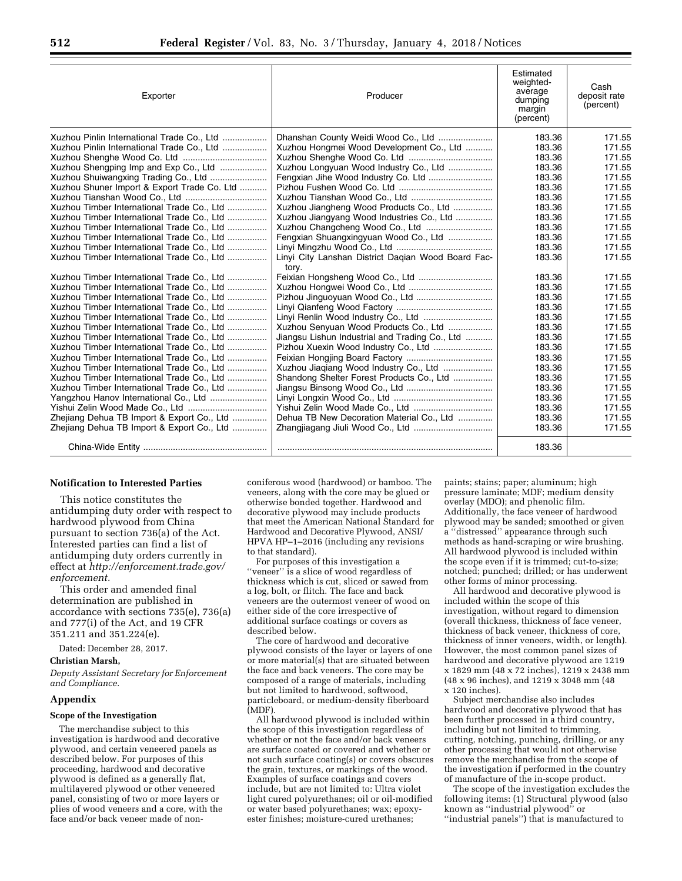| Exporter | Producer | Estimated weighted-average dumping margin (percent) | Cash deposit rate (percent) |
|---|---|---|---|
| Xuzhou Pinlin International Trade Co., Ltd | Dhanshan County Weidi Wood Co., Ltd | 183.36 | 171.55 |
| Xuzhou Pinlin International Trade Co., Ltd | Xuzhou Hongmei Wood Development Co., Ltd | 183.36 | 171.55 |
| Xuzhou Shenghe Wood Co. Ltd | Xuzhou Shenghe Wood Co. Ltd | 183.36 | 171.55 |
| Xuzhou Shengping Imp and Exp Co., Ltd | Xuzhou Longyuan Wood Industry Co., Ltd | 183.36 | 171.55 |
| Xuzhou Shuiwangxing Trading Co., Ltd | Fengxian Jihe Wood Industry Co. Ltd | 183.36 | 171.55 |
| Xuzhou Shuner Import & Export Trade Co. Ltd | Pizhou Fushen Wood Co. Ltd | 183.36 | 171.55 |
| Xuzhou Tianshan Wood Co., Ltd | Xuzhou Tianshan Wood Co., Ltd | 183.36 | 171.55 |
| Xuzhou Timber International Trade Co., Ltd | Xuzhou Jiangheng Wood Products Co., Ltd | 183.36 | 171.55 |
| Xuzhou Timber International Trade Co., Ltd | Xuzhou Jiangyang Wood Industries Co., Ltd | 183.36 | 171.55 |
| Xuzhou Timber International Trade Co., Ltd | Xuzhou Changcheng Wood Co., Ltd | 183.36 | 171.55 |
| Xuzhou Timber International Trade Co., Ltd | Fengxian Shuangxingyuan Wood Co., Ltd | 183.36 | 171.55 |
| Xuzhou Timber International Trade Co., Ltd | Linyi Mingzhu Wood Co., Ltd | 183.36 | 171.55 |
| Xuzhou Timber International Trade Co., Ltd | Linyi City Lanshan District Daqian Wood Board Factory. | 183.36 | 171.55 |
| Xuzhou Timber International Trade Co., Ltd | Feixian Hongsheng Wood Co., Ltd | 183.36 | 171.55 |
| Xuzhou Timber International Trade Co., Ltd | Xuzhou Hongwei Wood Co., Ltd | 183.36 | 171.55 |
| Xuzhou Timber International Trade Co., Ltd | Pizhou Jinguoyuan Wood Co., Ltd | 183.36 | 171.55 |
| Xuzhou Timber International Trade Co., Ltd | Linyi Qianfeng Wood Factory | 183.36 | 171.55 |
| Xuzhou Timber International Trade Co., Ltd | Linyi Renlin Wood Industry Co., Ltd | 183.36 | 171.55 |
| Xuzhou Timber International Trade Co., Ltd | Xuzhou Senyuan Wood Products Co., Ltd | 183.36 | 171.55 |
| Xuzhou Timber International Trade Co., Ltd | Jiangsu Lishun Industrial and Trading Co., Ltd | 183.36 | 171.55 |
| Xuzhou Timber International Trade Co., Ltd | Pizhou Xuexin Wood Industry Co., Ltd | 183.36 | 171.55 |
| Xuzhou Timber International Trade Co., Ltd | Feixian Hongjing Board Factory | 183.36 | 171.55 |
| Xuzhou Timber International Trade Co., Ltd | Xuzhou Jiaqiang Wood Industry Co., Ltd | 183.36 | 171.55 |
| Xuzhou Timber International Trade Co., Ltd | Shandong Shelter Forest Products Co., Ltd | 183.36 | 171.55 |
| Xuzhou Timber International Trade Co., Ltd | Jiangsu Binsong Wood Co., Ltd | 183.36 | 171.55 |
| Yangzhou Hanov International Co., Ltd | Linyi Longxin Wood Co., Ltd | 183.36 | 171.55 |
| Yishui Zelin Wood Made Co., Ltd | Yishui Zelin Wood Made Co., Ltd | 183.36 | 171.55 |
| Zhejiang Dehua TB Import & Export Co., Ltd | Dehua TB New Decoration Material Co., Ltd | 183.36 | 171.55 |
| Zhejiang Dehua TB Import & Export Co., Ltd | Zhangjiagang Jiuli Wood Co., Ltd | 183.36 | 171.55 |
| China-Wide Entity | | 183.36 | |

**Notification to Interested Parties**

This notice constitutes the antidumping duty order with respect to hardwood plywood from China pursuant to section 736(a) of the Act. Interested parties can find a list of antidumping duty orders currently in effect at *http://enforcement.trade.gov/enforcement*.

This order and amended final determination are published in accordance with sections 735(e), 736(a) and 777(i) of the Act, and 19 CFR 351.211 and 351.224(e).

Dated: December 28, 2017.

**Christian Marsh,**

*Deputy Assistant Secretary for Enforcement and Compliance.*

## Appendix

### Scope of the Investigation

The merchandise subject to this investigation is hardwood and decorative plywood, and certain veneered panels as described below. For purposes of this proceeding, hardwood and decorative plywood is defined as a generally flat, multilayered plywood or other veneered panel, consisting of two or more layers or plies of wood veneers and a core, with the face and/or back veneer made of non-coniferous wood (hardwood) or bamboo. The veneers, along with the core may be glued or otherwise bonded together. Hardwood and decorative plywood may include products that meet the American National Standard for Hardwood and Decorative Plywood, ANSI/HPVA HP–1–2016 (including any revisions to that standard).

For purposes of this investigation a ''veneer'' is a slice of wood regardless of thickness which is cut, sliced or sawed from a log, bolt, or flitch. The face and back veneers are the outermost veneer of wood on either side of the core irrespective of additional surface coatings or covers as described below.

The core of hardwood and decorative plywood consists of the layer or layers of one or more material(s) that are situated between the face and back veneers. The core may be composed of a range of materials, including but not limited to hardwood, softwood, particleboard, or medium-density fiberboard (MDF).

All hardwood plywood is included within the scope of this investigation regardless of whether or not the face and/or back veneers are surface coated or covered and whether or not such surface coating(s) or covers obscures the grain, textures, or markings of the wood. Examples of surface coatings and covers include, but are not limited to: Ultra violet light cured polyurethanes; oil or oil-modified or water based polyurethanes; wax; epoxy-ester finishes; moisture-cured urethanes; paints; stains; paper; aluminum; high pressure laminate; MDF; medium density overlay (MDO); and phenolic film. Additionally, the face veneer of hardwood plywood may be sanded; smoothed or given a ''distressed'' appearance through such methods as hand-scraping or wire brushing. All hardwood plywood is included within the scope even if it is trimmed; cut-to-size; notched; punched; drilled; or has underwent other forms of minor processing.

All hardwood and decorative plywood is included within the scope of this investigation, without regard to dimension (overall thickness, thickness of face veneer, thickness of back veneer, thickness of core, thickness of inner veneers, width, or length). However, the most common panel sizes of hardwood and decorative plywood are 1219 x 1829 mm (48 x 72 inches), 1219 x 2438 mm (48 x 96 inches), and 1219 x 3048 mm (48 x 120 inches).

Subject merchandise also includes hardwood and decorative plywood that has been further processed in a third country, including but not limited to trimming, cutting, notching, punching, drilling, or any other processing that would not otherwise remove the merchandise from the scope of the investigation if performed in the country of manufacture of the in-scope product.

The scope of the investigation excludes the following items: (1) Structural plywood (also known as ''industrial plywood'' or ''industrial panels'') that is manufactured to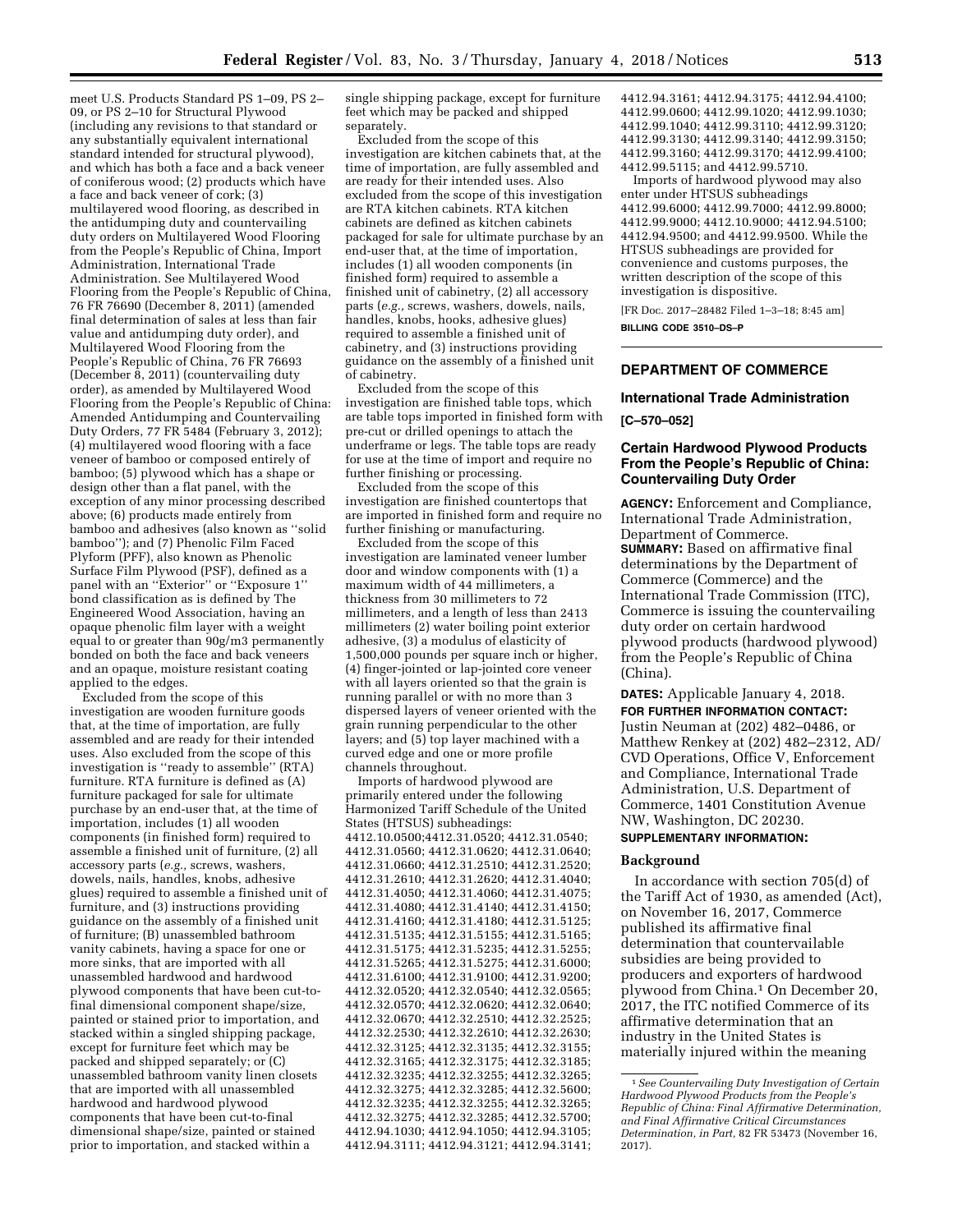meet U.S. Products Standard PS 1–09, PS 2–09, or PS 2–10 for Structural Plywood (including any revisions to that standard or any substantially equivalent international standard intended for structural plywood), and which has both a face and a back veneer of coniferous wood; (2) products which have a face and back veneer of cork; (3) multilayered wood flooring, as described in the antidumping duty and countervailing duty orders on Multilayered Wood Flooring from the People's Republic of China, Import Administration, International Trade Administration. See Multilayered Wood Flooring from the People's Republic of China, 76 FR 76690 (December 8, 2011) (amended final determination of sales at less than fair value and antidumping duty order), and Multilayered Wood Flooring from the People's Republic of China, 76 FR 76693 (December 8, 2011) (countervailing duty order), as amended by Multilayered Wood Flooring from the People's Republic of China: Amended Antidumping and Countervailing Duty Orders, 77 FR 5484 (February 3, 2012); (4) multilayered wood flooring with a face veneer of bamboo or composed entirely of bamboo; (5) plywood which has a shape or design other than a flat panel, with the exception of any minor processing described above; (6) products made entirely from bamboo and adhesives (also known as "solid bamboo"); and (7) Phenolic Film Faced Plyform (PFF), also known as Phenolic Surface Film Plywood (PSF), defined as a panel with an "Exterior" or "Exposure 1" bond classification as is defined by The Engineered Wood Association, having an opaque phenolic film layer with a weight equal to or greater than 90g/m3 permanently bonded on both the face and back veneers and an opaque, moisture resistant coating applied to the edges.

Excluded from the scope of this investigation are wooden furniture goods that, at the time of importation, are fully assembled and are ready for their intended uses. Also excluded from the scope of this investigation is "ready to assemble" (RTA) furniture. RTA furniture is defined as (A) furniture packaged for sale for ultimate purchase by an end-user that, at the time of importation, includes (1) all wooden components (in finished form) required to assemble a finished unit of furniture, (2) all accessory parts (*e.g.,* screws, washers, dowels, nails, handles, knobs, adhesive glues) required to assemble a finished unit of furniture, and (3) instructions providing guidance on the assembly of a finished unit of furniture; (B) unassembled bathroom vanity cabinets, having a space for one or more sinks, that are imported with all unassembled hardwood and hardwood plywood components that have been cut-to-final dimensional component shape/size, painted or stained prior to importation, and stacked within a singled shipping package, except for furniture feet which may be packed and shipped separately; or (C) unassembled bathroom vanity linen closets that are imported with all unassembled hardwood and hardwood plywood components that have been cut-to-final dimensional shape/size, painted or stained prior to importation, and stacked within a single shipping package, except for furniture feet which may be packed and shipped separately.

Excluded from the scope of this investigation are kitchen cabinets that, at the time of importation, are fully assembled and are ready for their intended uses. Also excluded from the scope of this investigation are RTA kitchen cabinets. RTA kitchen cabinets are defined as kitchen cabinets packaged for sale for ultimate purchase by an end-user that, at the time of importation, includes (1) all wooden components (in finished form) required to assemble a finished unit of cabinetry, (2) all accessory parts (*e.g.,* screws, washers, dowels, nails, handles, knobs, hooks, adhesive glues) required to assemble a finished unit of cabinetry, and (3) instructions providing guidance on the assembly of a finished unit of cabinetry.

Excluded from the scope of this investigation are finished table tops, which are table tops imported in finished form with pre-cut or drilled openings to attach the underframe or legs. The table tops are ready for use at the time of import and require no further finishing or processing.

Excluded from the scope of this investigation are finished countertops that are imported in finished form and require no further finishing or manufacturing.

Excluded from the scope of this investigation are laminated veneer lumber door and window components with (1) a maximum width of 44 millimeters, a thickness from 30 millimeters to 72 millimeters, and a length of less than 2413 millimeters (2) water boiling point exterior adhesive, (3) a modulus of elasticity of 1,500,000 pounds per square inch or higher, (4) finger-jointed or lap-jointed core veneer with all layers oriented so that the grain is running parallel or with no more than 3 dispersed layers of veneer oriented with the grain running perpendicular to the other layers; and (5) top layer machined with a curved edge and one or more profile channels throughout.

Imports of hardwood plywood are primarily entered under the following Harmonized Tariff Schedule of the United States (HTSUS) subheadings: 4412.10.0500;4412.31.0520; 4412.31.0540; 4412.31.0560; 4412.31.0620; 4412.31.0640; 4412.31.0660; 4412.31.2510; 4412.31.2520; 4412.31.2610; 4412.31.2620; 4412.31.4040; 4412.31.4050; 4412.31.4060; 4412.31.4075; 4412.31.4080; 4412.31.4140; 4412.31.4150; 4412.31.4160; 4412.31.4180; 4412.31.5125; 4412.31.5135; 4412.31.5155; 4412.31.5165; 4412.31.5175; 4412.31.5235; 4412.31.5255; 4412.31.5265; 4412.31.5275; 4412.31.6000; 4412.31.6100; 4412.31.9100; 4412.31.9200; 4412.32.0520; 4412.32.0540; 4412.32.0565; 4412.32.0570; 4412.32.0620; 4412.32.0640; 4412.32.0670; 4412.32.2510; 4412.32.2525; 4412.32.2530; 4412.32.2610; 4412.32.2630; 4412.32.3125; 4412.32.3135; 4412.32.3155; 4412.32.3165; 4412.32.3175; 4412.32.3185; 4412.32.3235; 4412.32.3255; 4412.32.3265; 4412.32.3275; 4412.32.3285; 4412.32.5600; 4412.32.3235; 4412.32.3255; 4412.32.3265; 4412.32.3275; 4412.32.3285; 4412.32.5700; 4412.94.1030; 4412.94.1050; 4412.94.3105; 4412.94.3111; 4412.94.3121; 4412.94.3141; 4412.94.3161; 4412.94.3175; 4412.94.4100; 4412.99.0600; 4412.99.1020; 4412.99.1030; 4412.99.1040; 4412.99.3110; 4412.99.3120; 4412.99.3130; 4412.99.3140; 4412.99.3150; 4412.99.3160; 4412.99.3170; 4412.99.4100; 4412.99.5115; and 4412.99.5710.

Imports of hardwood plywood may also enter under HTSUS subheadings 4412.99.6000; 4412.99.7000; 4412.99.8000; 4412.99.9000; 4412.10.9000; 4412.94.5100; 4412.94.9500; and 4412.99.9500. While the HTSUS subheadings are provided for convenience and customs purposes, the written description of the scope of this investigation is dispositive.

[FR Doc. 2017–28482 Filed 1–3–18; 8:45 am]

**BILLING CODE 3510–DS–P**

## DEPARTMENT OF COMMERCE

### International Trade Administration

**[C–570–052]**

### Certain Hardwood Plywood Products From the People's Republic of China: Countervailing Duty Order

**AGENCY:** Enforcement and Compliance, International Trade Administration, Department of Commerce.

**SUMMARY:** Based on affirmative final determinations by the Department of Commerce (Commerce) and the International Trade Commission (ITC), Commerce is issuing the countervailing duty order on certain hardwood plywood products (hardwood plywood) from the People's Republic of China (China).

**DATES:** Applicable January 4, 2018.

**FOR FURTHER INFORMATION CONTACT:** Justin Neuman at (202) 482–0486, or Matthew Renkey at (202) 482–2312, AD/CVD Operations, Office V, Enforcement and Compliance, International Trade Administration, U.S. Department of Commerce, 1401 Constitution Avenue NW, Washington, DC 20230.

**SUPPLEMENTARY INFORMATION:**

#### Background

In accordance with section 705(d) of the Tariff Act of 1930, as amended (Act), on November 16, 2017, Commerce published its affirmative final determination that countervailable subsidies are being provided to producers and exporters of hardwood plywood from China.[1] On December 20, 2017, the ITC notified Commerce of its affirmative determination that an industry in the United States is materially injured within the meaning

[1] *See Countervailing Duty Investigation of Certain Hardwood Plywood Products from the People's Republic of China: Final Affirmative Determination, and Final Affirmative Critical Circumstances Determination, in Part,* 82 FR 53473 (November 16, 2017).